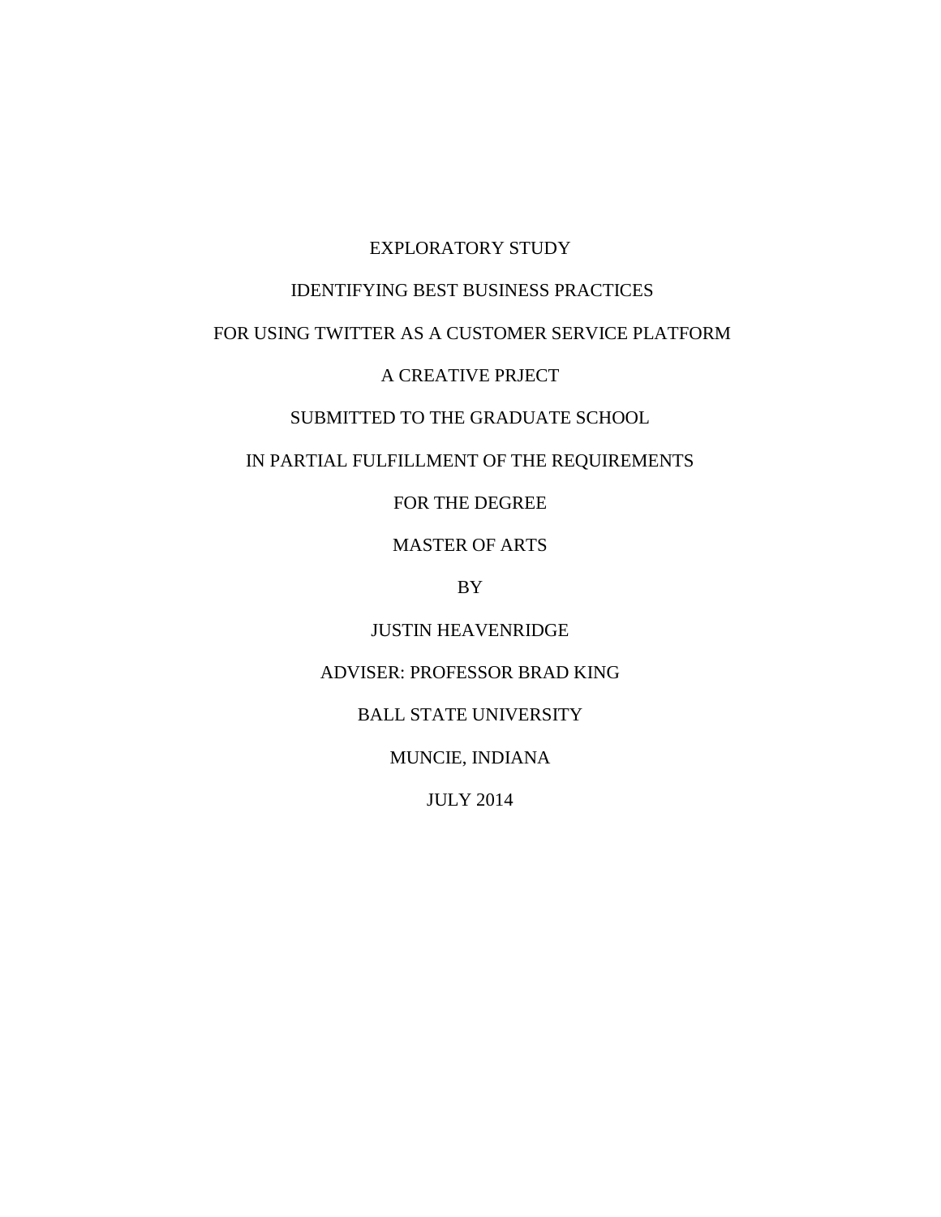EXPLORATORY STUDY

IDENTIFYING BEST BUSINESS PRACTICES

FOR USING TWITTER AS A CUSTOMER SERVICE PLATFORM

A CREATIVE PRJECT

SUBMITTED TO THE GRADUATE SCHOOL

IN PARTIAL FULFILLMENT OF THE REQUIREMENTS

FOR THE DEGREE

MASTER OF ARTS

BY

JUSTIN HEAVENRIDGE

ADVISER: PROFESSOR BRAD KING

BALL STATE UNIVERSITY

MUNCIE, INDIANA

JULY 2014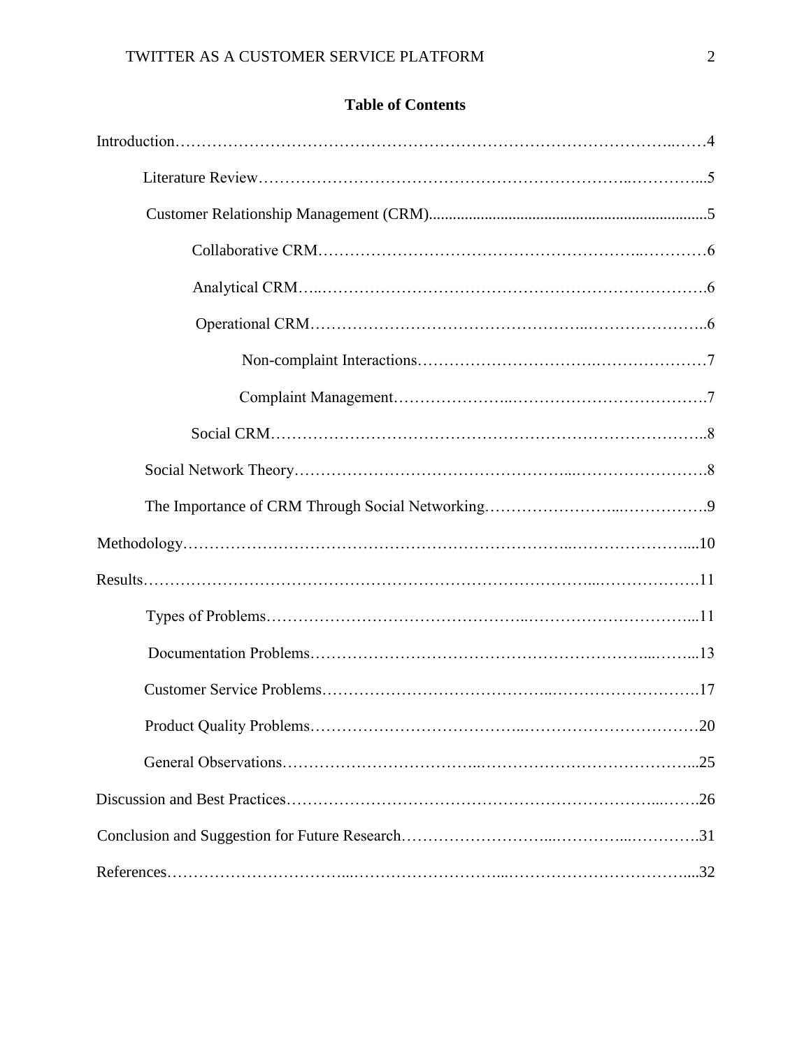**Table of Contents**

Introduction…………………………………………………………………………………..……4

Literature Review……………………………………………………………..…………...5

Customer Relationship Management (CRM)....................................................................5

Collaborative CRM…………………………………………………..…………6

Analytical CRM…..…………………………………………………………….6

Operational CRM…………………………………………..…………………..6

Non-complaint Interactions…………………………….…………………7

Complaint Management…………………..……………………………….7

Social CRM………………………………………………………………………..8

Social Network Theory…………………………………………..…………………….8

The Importance of CRM Through Social Networking……………………...…………….9

Methodology……………………………………………………………..…………………....10

Results…………………………………………………………………….………...……………….11

Types of Problems………………………………………..………………………….....11

Documentation Problems…………………………………………………………...……...13

Customer Service Problems…………………………………..……………………….17

Product Quality Problems………………………………..……………………………20

General Observations……………………………..…………………………………...25

Discussion and Best Practices……….………………………….……………….………...…….26

Conclusion and Suggestion for Future Research………………………...…………...………….31

References…………………………...………………………...……………………………....32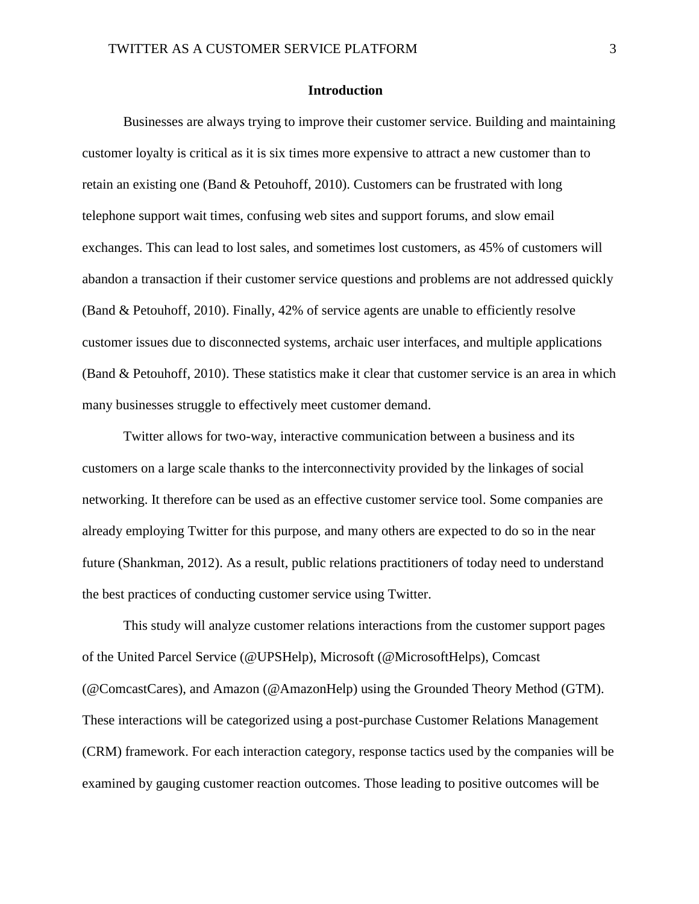## Introduction

Businesses are always trying to improve their customer service. Building and maintaining customer loyalty is critical as it is six times more expensive to attract a new customer than to retain an existing one (Band & Petouhoff, 2010). Customers can be frustrated with long telephone support wait times, confusing web sites and support forums, and slow email exchanges. This can lead to lost sales, and sometimes lost customers, as 45% of customers will abandon a transaction if their customer service questions and problems are not addressed quickly (Band & Petouhoff, 2010). Finally, 42% of service agents are unable to efficiently resolve customer issues due to disconnected systems, archaic user interfaces, and multiple applications (Band & Petouhoff, 2010). These statistics make it clear that customer service is an area in which many businesses struggle to effectively meet customer demand.

Twitter allows for two-way, interactive communication between a business and its customers on a large scale thanks to the interconnectivity provided by the linkages of social networking. It therefore can be used as an effective customer service tool. Some companies are already employing Twitter for this purpose, and many others are expected to do so in the near future (Shankman, 2012). As a result, public relations practitioners of today need to understand the best practices of conducting customer service using Twitter.

This study will analyze customer relations interactions from the customer support pages of the United Parcel Service (@UPSHelp), Microsoft (@MicrosoftHelps), Comcast (@ComcastCares), and Amazon (@AmazonHelp) using the Grounded Theory Method (GTM). These interactions will be categorized using a post-purchase Customer Relations Management (CRM) framework. For each interaction category, response tactics used by the companies will be examined by gauging customer reaction outcomes. Those leading to positive outcomes will be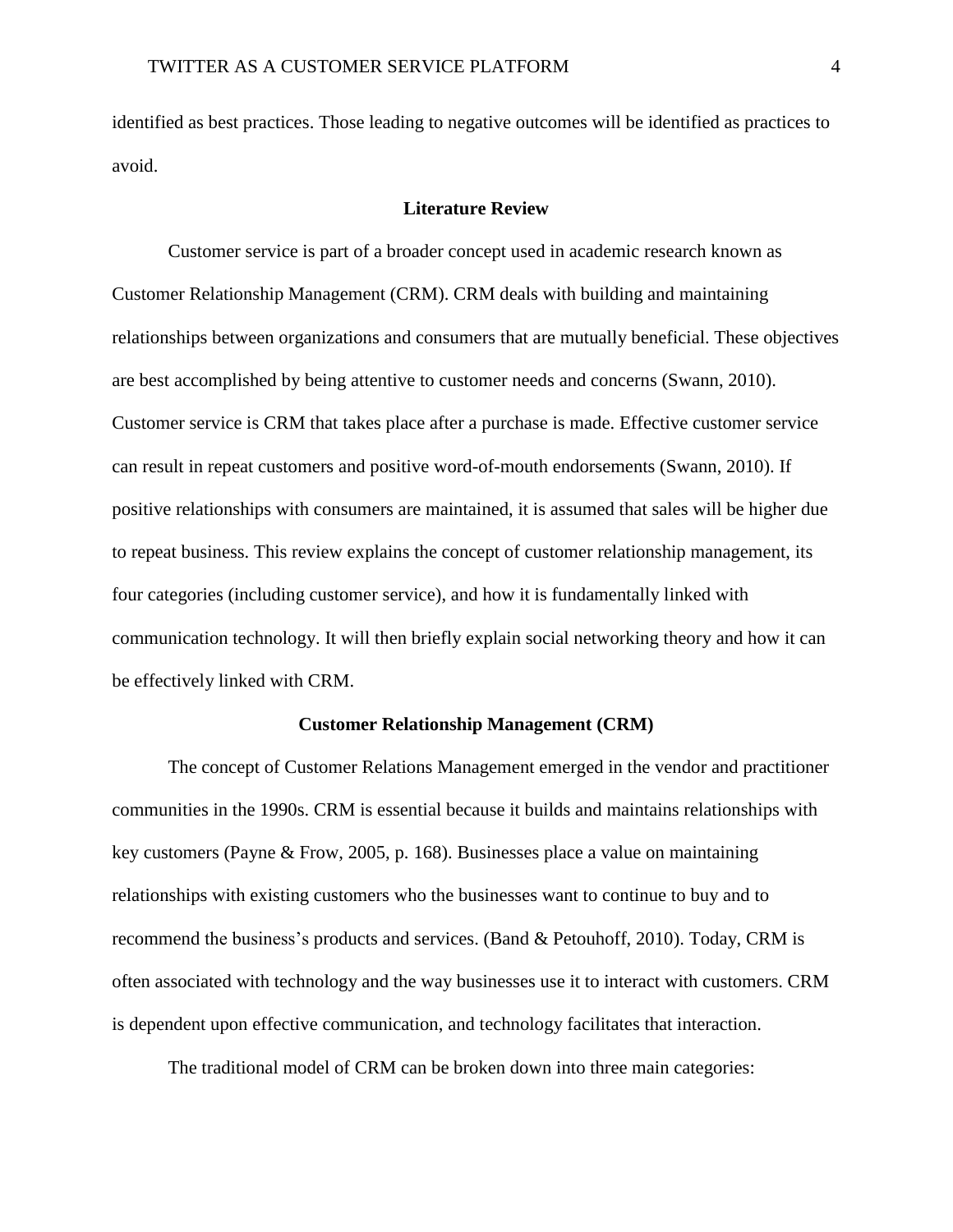identified as best practices. Those leading to negative outcomes will be identified as practices to avoid.

## Literature Review

Customer service is part of a broader concept used in academic research known as Customer Relationship Management (CRM). CRM deals with building and maintaining relationships between organizations and consumers that are mutually beneficial. These objectives are best accomplished by being attentive to customer needs and concerns (Swann, 2010). Customer service is CRM that takes place after a purchase is made. Effective customer service can result in repeat customers and positive word-of-mouth endorsements (Swann, 2010). If positive relationships with consumers are maintained, it is assumed that sales will be higher due to repeat business. This review explains the concept of customer relationship management, its four categories (including customer service), and how it is fundamentally linked with communication technology. It will then briefly explain social networking theory and how it can be effectively linked with CRM.

### Customer Relationship Management (CRM)

The concept of Customer Relations Management emerged in the vendor and practitioner communities in the 1990s. CRM is essential because it builds and maintains relationships with key customers (Payne & Frow, 2005, p. 168). Businesses place a value on maintaining relationships with existing customers who the businesses want to continue to buy and to recommend the business's products and services. (Band & Petouhoff, 2010). Today, CRM is often associated with technology and the way businesses use it to interact with customers. CRM is dependent upon effective communication, and technology facilitates that interaction.

The traditional model of CRM can be broken down into three main categories: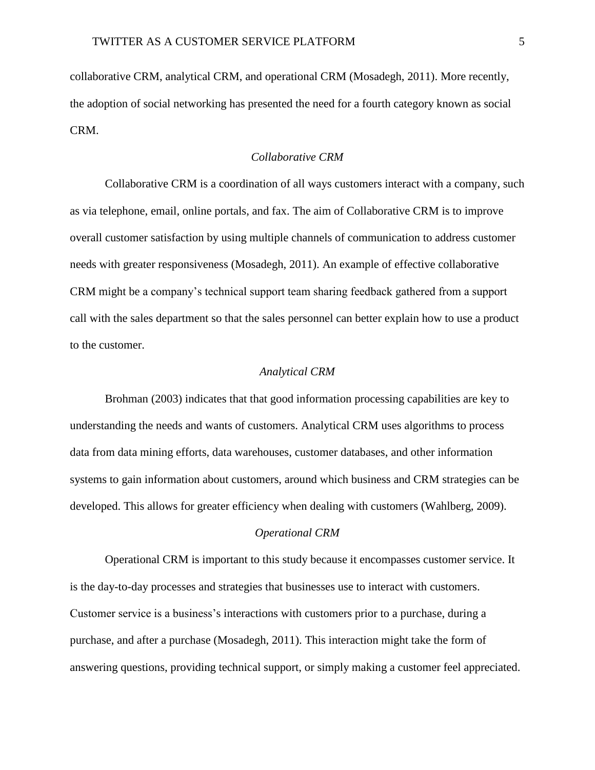collaborative CRM, analytical CRM, and operational CRM (Mosadegh, 2011). More recently, the adoption of social networking has presented the need for a fourth category known as social CRM.

### *Collaborative CRM*

Collaborative CRM is a coordination of all ways customers interact with a company, such as via telephone, email, online portals, and fax. The aim of Collaborative CRM is to improve overall customer satisfaction by using multiple channels of communication to address customer needs with greater responsiveness (Mosadegh, 2011). An example of effective collaborative CRM might be a company's technical support team sharing feedback gathered from a support call with the sales department so that the sales personnel can better explain how to use a product to the customer.

### *Analytical CRM*

Brohman (2003) indicates that that good information processing capabilities are key to understanding the needs and wants of customers. Analytical CRM uses algorithms to process data from data mining efforts, data warehouses, customer databases, and other information systems to gain information about customers, around which business and CRM strategies can be developed. This allows for greater efficiency when dealing with customers (Wahlberg, 2009).

### *Operational CRM*

Operational CRM is important to this study because it encompasses customer service. It is the day-to-day processes and strategies that businesses use to interact with customers. Customer service is a business's interactions with customers prior to a purchase, during a purchase, and after a purchase (Mosadegh, 2011). This interaction might take the form of answering questions, providing technical support, or simply making a customer feel appreciated.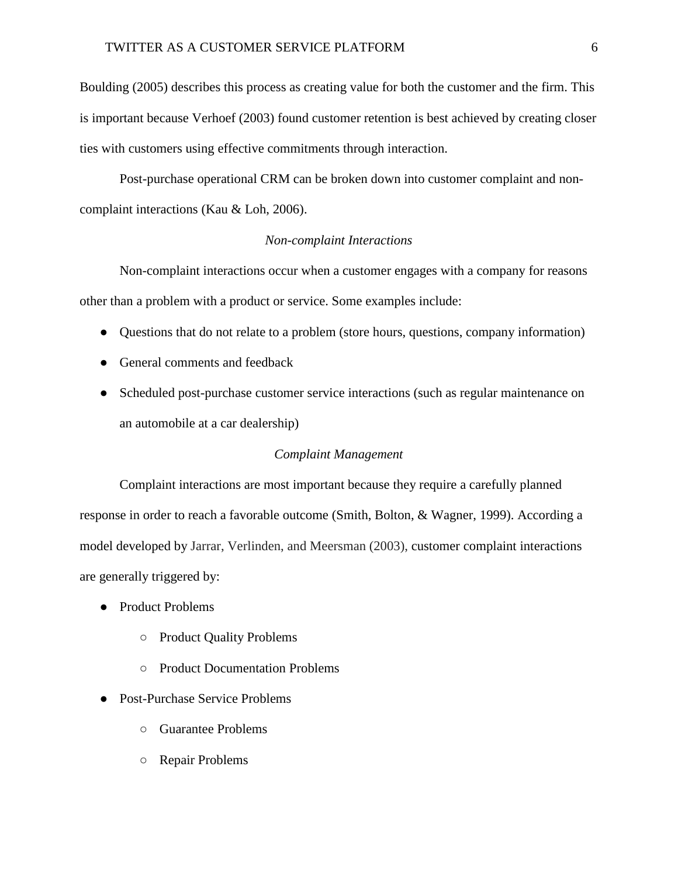Boulding (2005) describes this process as creating value for both the customer and the firm. This is important because Verhoef (2003) found customer retention is best achieved by creating closer ties with customers using effective commitments through interaction.

Post-purchase operational CRM can be broken down into customer complaint and non-complaint interactions (Kau & Loh, 2006).

### *Non-complaint Interactions*

Non-complaint interactions occur when a customer engages with a company for reasons other than a problem with a product or service. Some examples include:

- Questions that do not relate to a problem (store hours, questions, company information)
- General comments and feedback
- Scheduled post-purchase customer service interactions (such as regular maintenance on an automobile at a car dealership)

### *Complaint Management*

Complaint interactions are most important because they require a carefully planned response in order to reach a favorable outcome (Smith, Bolton, & Wagner, 1999). According a model developed by Jarrar, Verlinden, and Meersman (2003), customer complaint interactions are generally triggered by:

- Product Problems
    - Product Quality Problems
    - Product Documentation Problems
- Post-Purchase Service Problems
    - Guarantee Problems
    - Repair Problems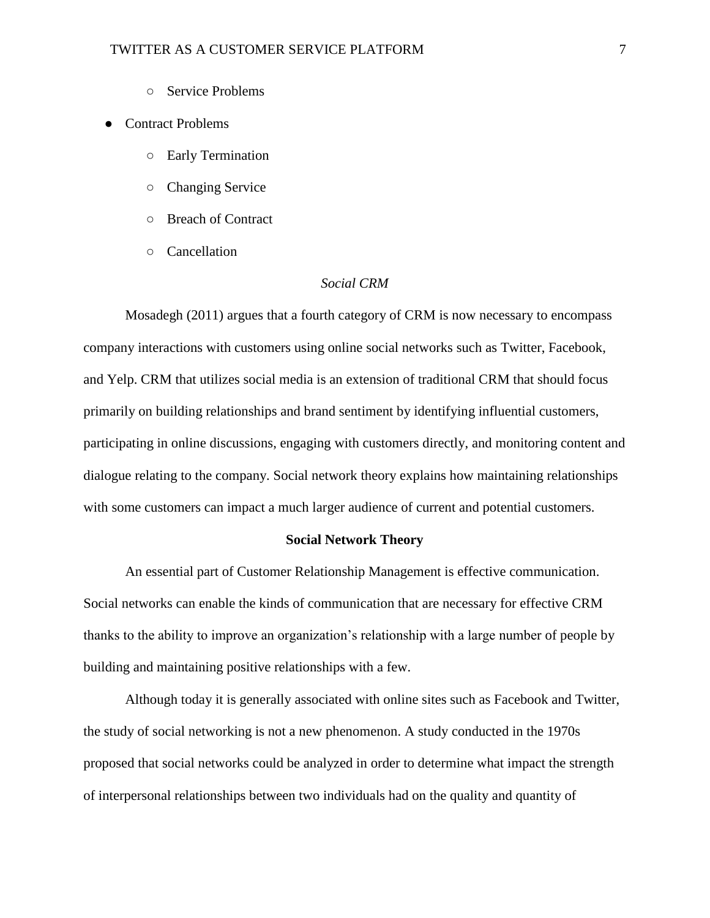- Service Problems
- Contract Problems
    - Early Termination
    - Changing Service
    - Breach of Contract
    - Cancellation

### *Social CRM*

Mosadegh (2011) argues that a fourth category of CRM is now necessary to encompass company interactions with customers using online social networks such as Twitter, Facebook, and Yelp. CRM that utilizes social media is an extension of traditional CRM that should focus primarily on building relationships and brand sentiment by identifying influential customers, participating in online discussions, engaging with customers directly, and monitoring content and dialogue relating to the company. Social network theory explains how maintaining relationships with some customers can impact a much larger audience of current and potential customers.

## Social Network Theory

An essential part of Customer Relationship Management is effective communication. Social networks can enable the kinds of communication that are necessary for effective CRM thanks to the ability to improve an organization's relationship with a large number of people by building and maintaining positive relationships with a few.

Although today it is generally associated with online sites such as Facebook and Twitter, the study of social networking is not a new phenomenon. A study conducted in the 1970s proposed that social networks could be analyzed in order to determine what impact the strength of interpersonal relationships between two individuals had on the quality and quantity of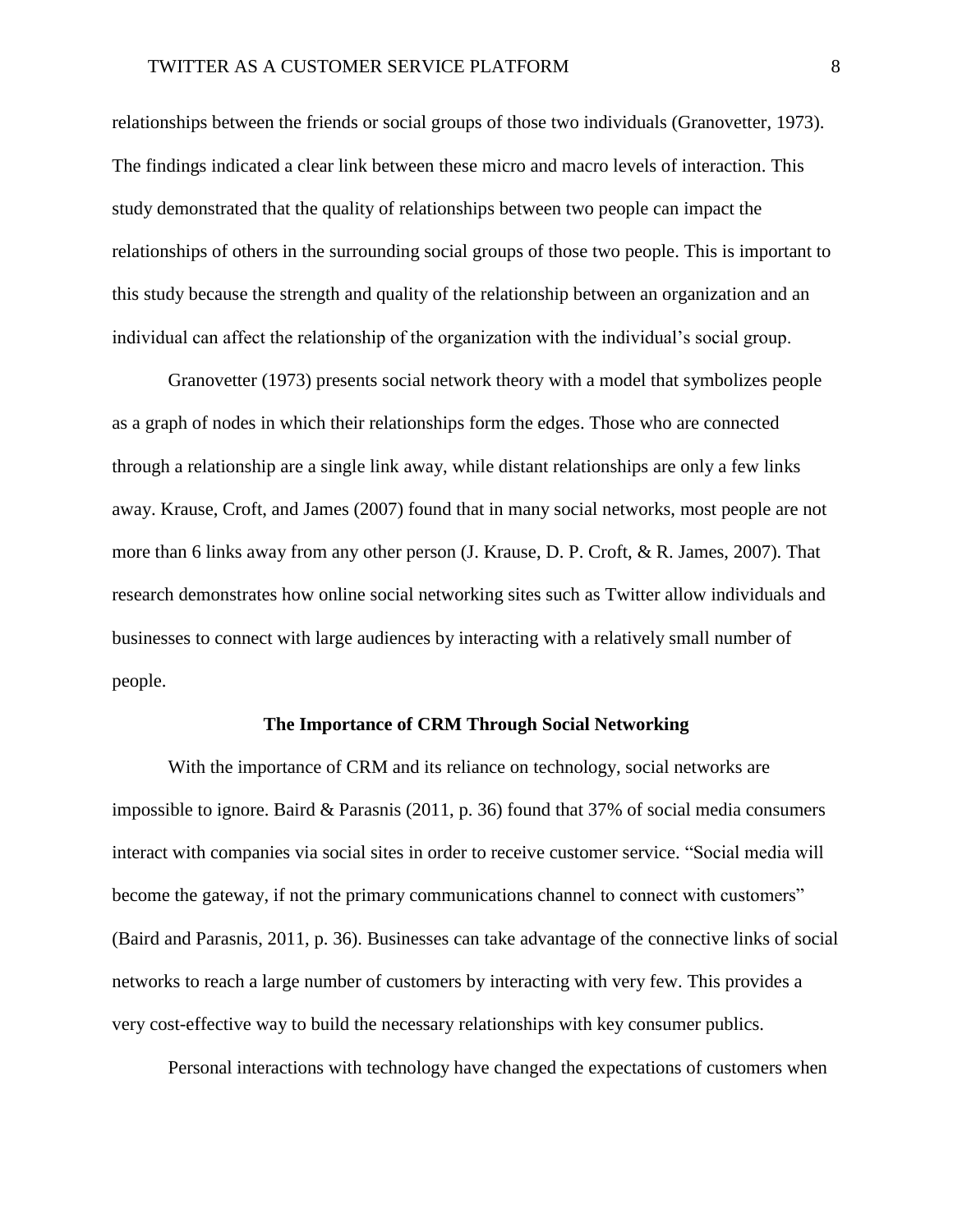relationships between the friends or social groups of those two individuals (Granovetter, 1973). The findings indicated a clear link between these micro and macro levels of interaction. This study demonstrated that the quality of relationships between two people can impact the relationships of others in the surrounding social groups of those two people. This is important to this study because the strength and quality of the relationship between an organization and an individual can affect the relationship of the organization with the individual's social group.

Granovetter (1973) presents social network theory with a model that symbolizes people as a graph of nodes in which their relationships form the edges. Those who are connected through a relationship are a single link away, while distant relationships are only a few links away. Krause, Croft, and James (2007) found that in many social networks, most people are not more than 6 links away from any other person (J. Krause, D. P. Croft, & R. James, 2007). That research demonstrates how online social networking sites such as Twitter allow individuals and businesses to connect with large audiences by interacting with a relatively small number of people.

## The Importance of CRM Through Social Networking

With the importance of CRM and its reliance on technology, social networks are impossible to ignore. Baird & Parasnis (2011, p. 36) found that 37% of social media consumers interact with companies via social sites in order to receive customer service. "Social media will become the gateway, if not the primary communications channel to connect with customers" (Baird and Parasnis, 2011, p. 36). Businesses can take advantage of the connective links of social networks to reach a large number of customers by interacting with very few. This provides a very cost-effective way to build the necessary relationships with key consumer publics.

Personal interactions with technology have changed the expectations of customers when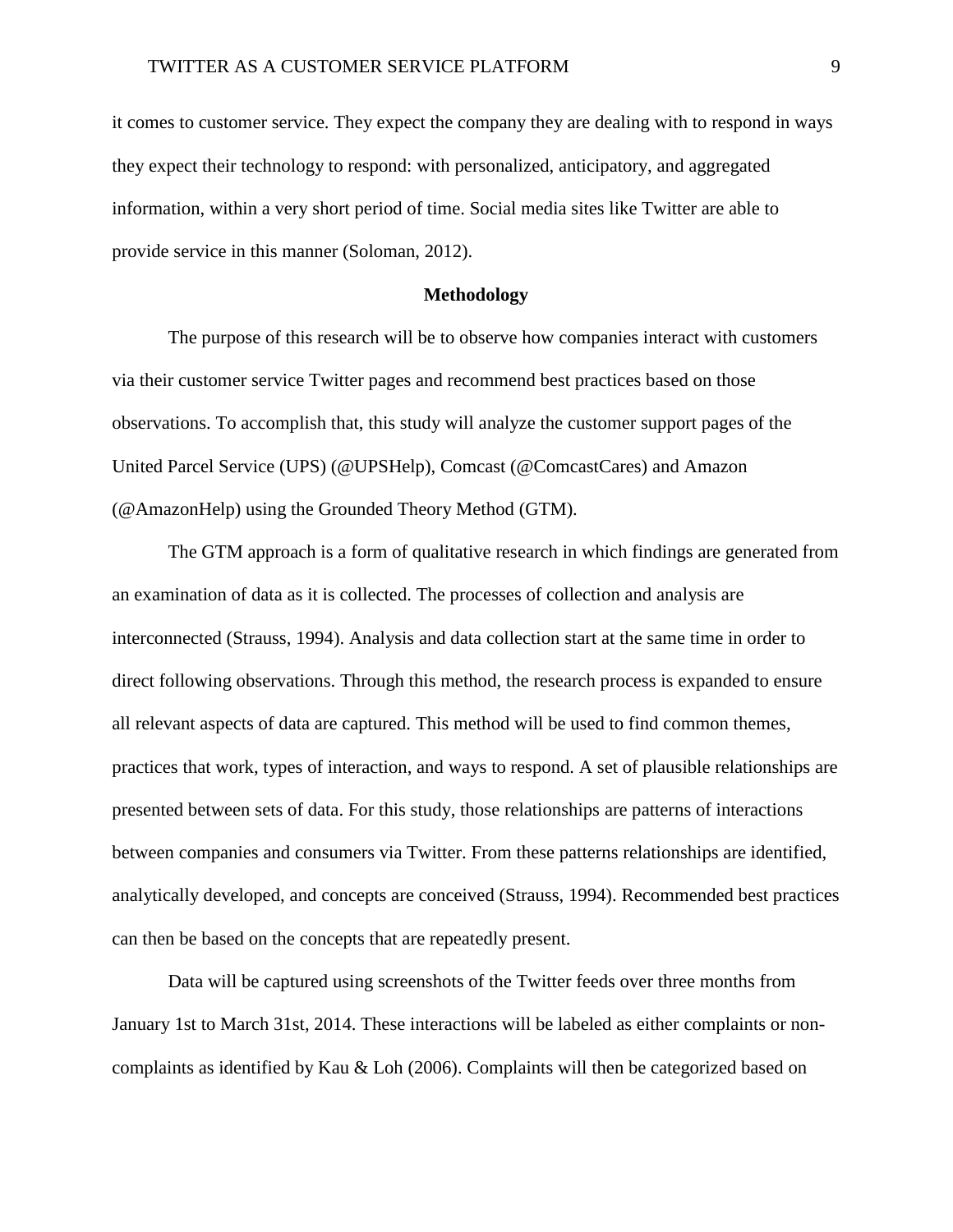it comes to customer service. They expect the company they are dealing with to respond in ways they expect their technology to respond: with personalized, anticipatory, and aggregated information, within a very short period of time. Social media sites like Twitter are able to provide service in this manner (Soloman, 2012).

## Methodology

The purpose of this research will be to observe how companies interact with customers via their customer service Twitter pages and recommend best practices based on those observations. To accomplish that, this study will analyze the customer support pages of the United Parcel Service (UPS) (@UPSHelp), Comcast (@ComcastCares) and Amazon (@AmazonHelp) using the Grounded Theory Method (GTM).

The GTM approach is a form of qualitative research in which findings are generated from an examination of data as it is collected. The processes of collection and analysis are interconnected (Strauss, 1994). Analysis and data collection start at the same time in order to direct following observations. Through this method, the research process is expanded to ensure all relevant aspects of data are captured. This method will be used to find common themes, practices that work, types of interaction, and ways to respond. A set of plausible relationships are presented between sets of data. For this study, those relationships are patterns of interactions between companies and consumers via Twitter. From these patterns relationships are identified, analytically developed, and concepts are conceived (Strauss, 1994). Recommended best practices can then be based on the concepts that are repeatedly present.

Data will be captured using screenshots of the Twitter feeds over three months from January 1st to March 31st, 2014. These interactions will be labeled as either complaints or non-complaints as identified by Kau & Loh (2006). Complaints will then be categorized based on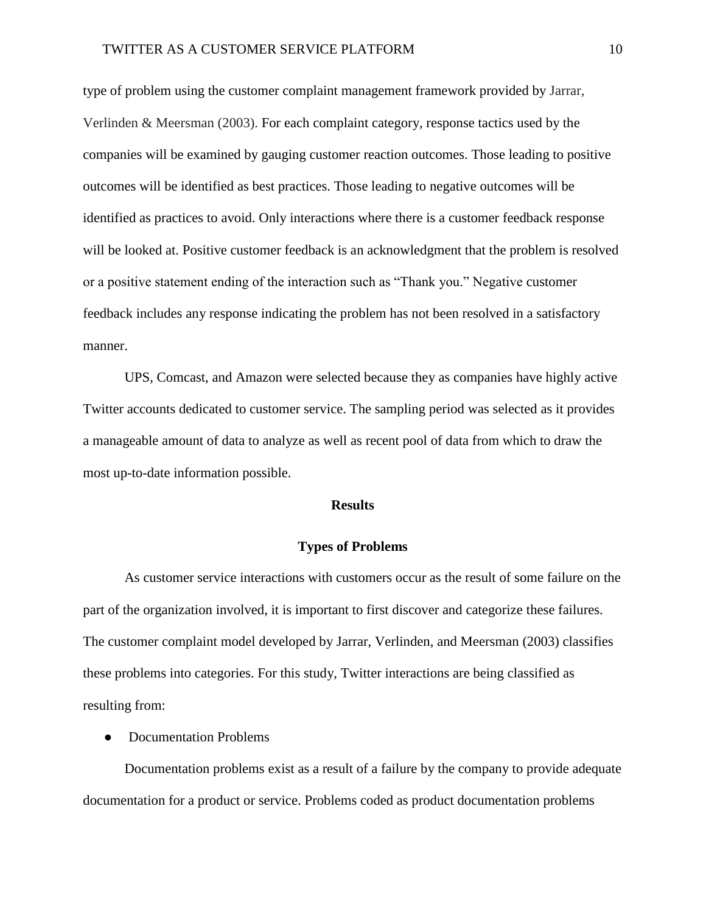type of problem using the customer complaint management framework provided by Jarrar, Verlinden & Meersman (2003). For each complaint category, response tactics used by the companies will be examined by gauging customer reaction outcomes. Those leading to positive outcomes will be identified as best practices. Those leading to negative outcomes will be identified as practices to avoid. Only interactions where there is a customer feedback response will be looked at. Positive customer feedback is an acknowledgment that the problem is resolved or a positive statement ending of the interaction such as "Thank you." Negative customer feedback includes any response indicating the problem has not been resolved in a satisfactory manner.

UPS, Comcast, and Amazon were selected because they as companies have highly active Twitter accounts dedicated to customer service. The sampling period was selected as it provides a manageable amount of data to analyze as well as recent pool of data from which to draw the most up-to-date information possible.

## Results

### Types of Problems

As customer service interactions with customers occur as the result of some failure on the part of the organization involved, it is important to first discover and categorize these failures. The customer complaint model developed by Jarrar, Verlinden, and Meersman (2003) classifies these problems into categories. For this study, Twitter interactions are being classified as resulting from:

- Documentation Problems

Documentation problems exist as a result of a failure by the company to provide adequate documentation for a product or service. Problems coded as product documentation problems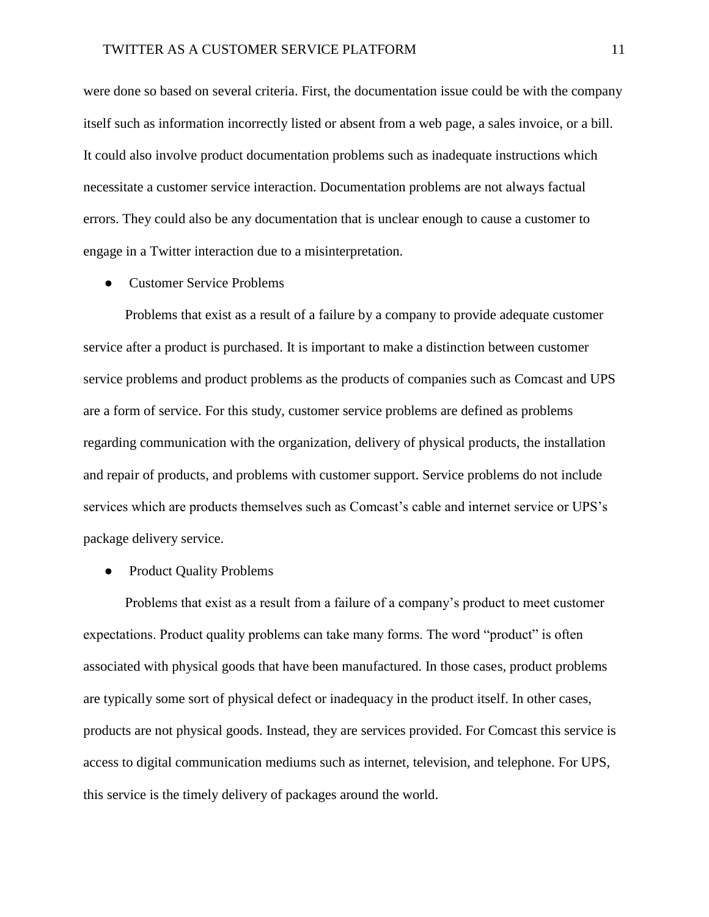were done so based on several criteria. First, the documentation issue could be with the company itself such as information incorrectly listed or absent from a web page, a sales invoice, or a bill. It could also involve product documentation problems such as inadequate instructions which necessitate a customer service interaction. Documentation problems are not always factual errors. They could also be any documentation that is unclear enough to cause a customer to engage in a Twitter interaction due to a misinterpretation.

- Customer Service Problems

Problems that exist as a result of a failure by a company to provide adequate customer service after a product is purchased. It is important to make a distinction between customer service problems and product problems as the products of companies such as Comcast and UPS are a form of service. For this study, customer service problems are defined as problems regarding communication with the organization, delivery of physical products, the installation and repair of products, and problems with customer support. Service problems do not include services which are products themselves such as Comcast's cable and internet service or UPS's package delivery service.

- Product Quality Problems

Problems that exist as a result from a failure of a company's product to meet customer expectations. Product quality problems can take many forms. The word "product" is often associated with physical goods that have been manufactured. In those cases, product problems are typically some sort of physical defect or inadequacy in the product itself. In other cases, products are not physical goods. Instead, they are services provided. For Comcast this service is access to digital communication mediums such as internet, television, and telephone. For UPS, this service is the timely delivery of packages around the world.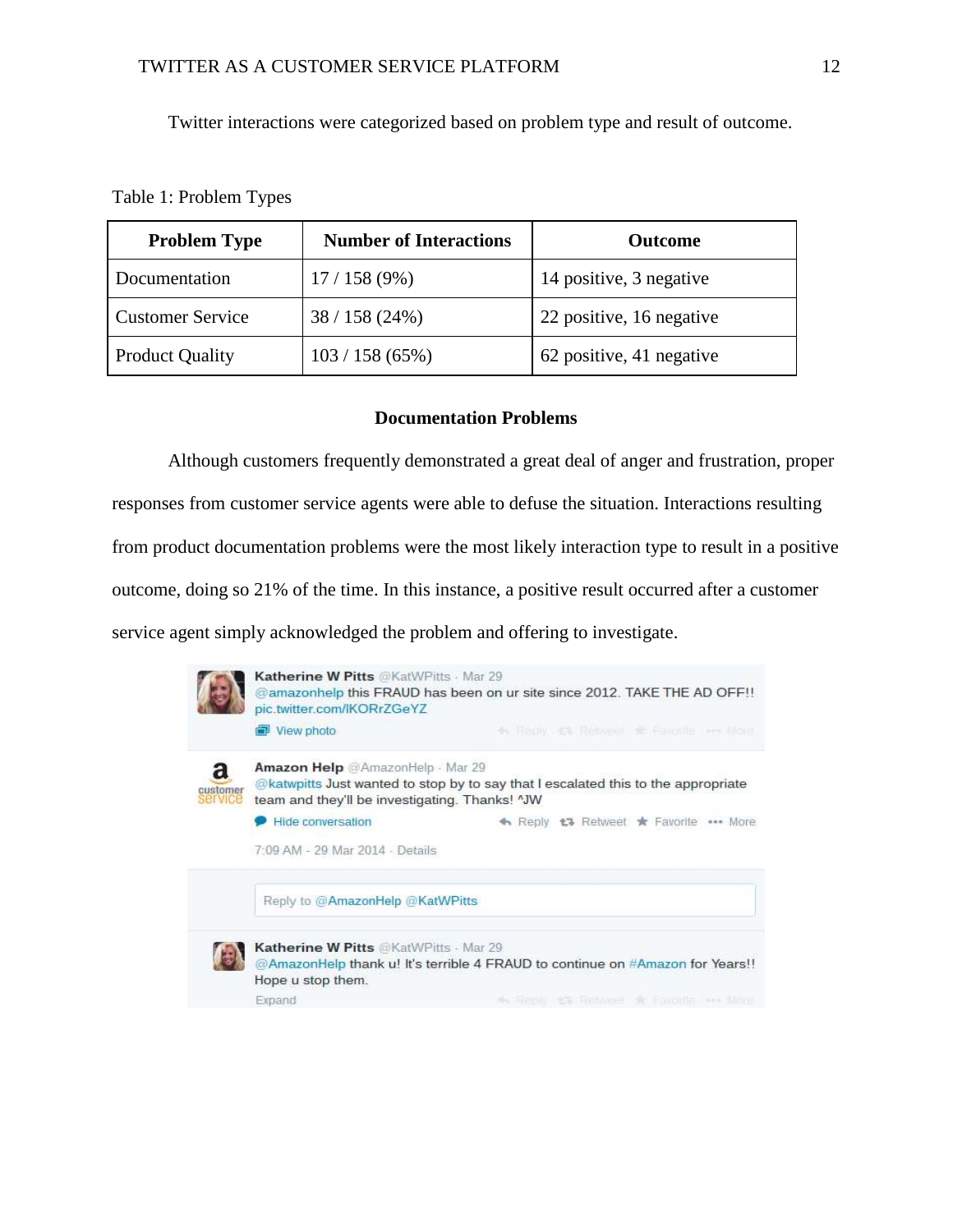Twitter interactions were categorized based on problem type and result of outcome.

Table 1: Problem Types

| Problem Type | Number of Interactions | Outcome |
|---|---|---|
| Documentation | 17 / 158 (9%) | 14 positive, 3 negative |
| Customer Service | 38 / 158 (24%) | 22 positive, 16 negative |
| Product Quality | 103 / 158 (65%) | 62 positive, 41 negative |

## Documentation Problems

Although customers frequently demonstrated a great deal of anger and frustration, proper responses from customer service agents were able to defuse the situation. Interactions resulting from product documentation problems were the most likely interaction type to result in a positive outcome, doing so 21% of the time. In this instance, a positive result occurred after a customer service agent simply acknowledged the problem and offering to investigate.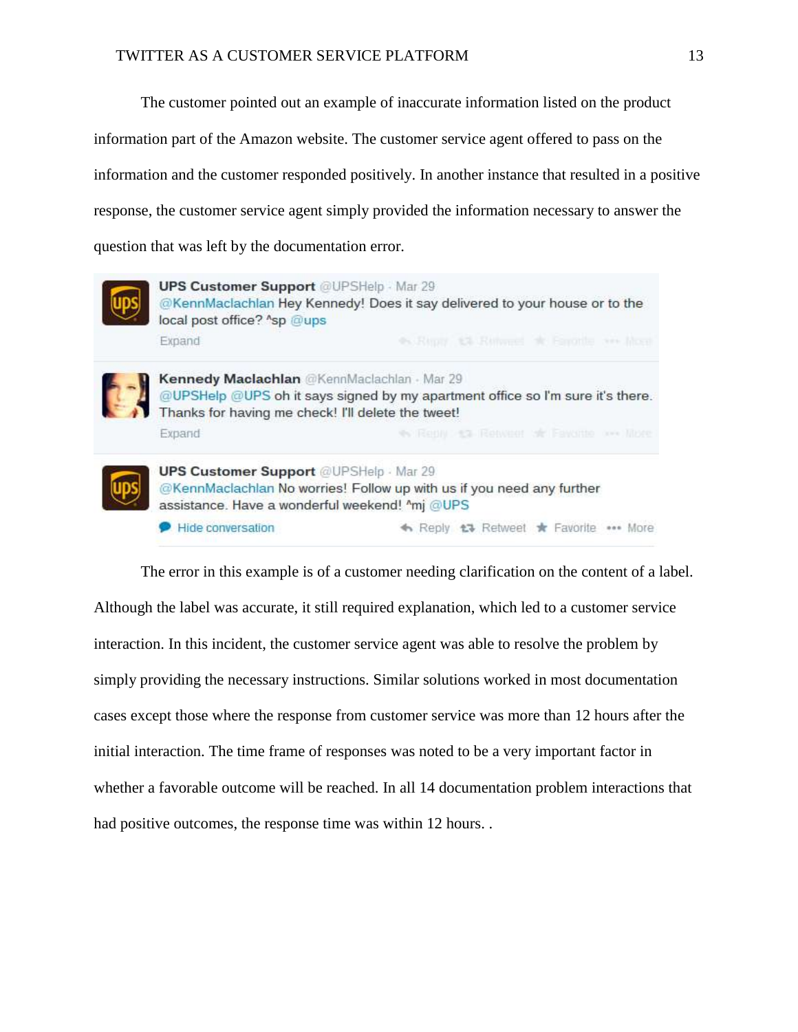The customer pointed out an example of inaccurate information listed on the product information part of the Amazon website. The customer service agent offered to pass on the information and the customer responded positively. In another instance that resulted in a positive response, the customer service agent simply provided the information necessary to answer the question that was left by the documentation error.

> **UPS Customer Support** @UPSHelp · Mar 29
> @KennMaclachlan Hey Kennedy! Does it say delivered to your house or to the local post office? ^sp @ups
>
> **Kennedy Maclachlan** @KennMaclachlan · Mar 29
> @UPSHelp @UPS oh it says signed by my apartment office so I'm sure it's there. Thanks for having me check! I'll delete the tweet!
>
> **UPS Customer Support** @UPSHelp · Mar 29
> @KennMaclachlan No worries! Follow up with us if you need any further assistance. Have a wonderful weekend! ^mj @UPS

The error in this example is of a customer needing clarification on the content of a label. Although the label was accurate, it still required explanation, which led to a customer service interaction. In this incident, the customer service agent was able to resolve the problem by simply providing the necessary instructions. Similar solutions worked in most documentation cases except those where the response from customer service was more than 12 hours after the initial interaction. The time frame of responses was noted to be a very important factor in whether a favorable outcome will be reached. In all 14 documentation problem interactions that had positive outcomes, the response time was within 12 hours. .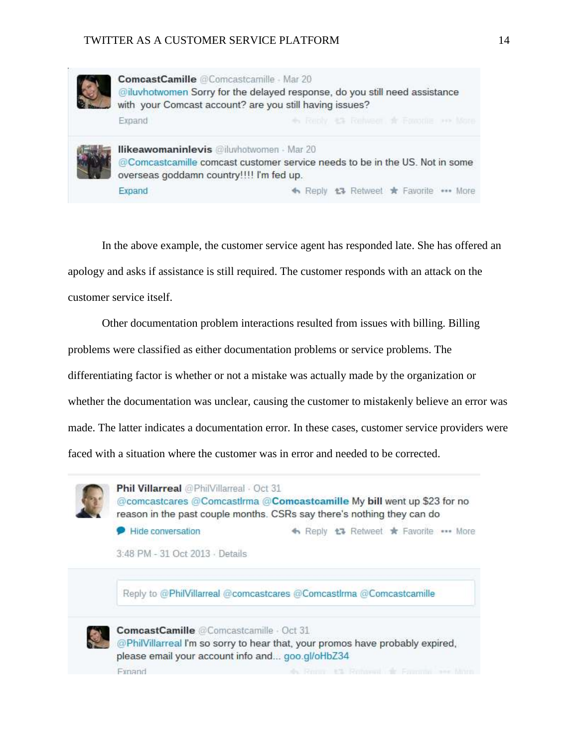ComcastCamille @Comcastcamille · Mar 20
@iluvhotwomen Sorry for the delayed response, do you still need assistance with your Comcast account? are you still having issues?
Expand

Ilikeawomaninlevis @iluvhotwomen · Mar 20
@Comcastcamille comcast customer service needs to be in the US. Not in some overseas goddamn country!!!! I'm fed up.
Expand Reply Retweet Favorite More

In the above example, the customer service agent has responded late. She has offered an apology and asks if assistance is still required. The customer responds with an attack on the customer service itself.

Other documentation problem interactions resulted from issues with billing. Billing problems were classified as either documentation problems or service problems. The differentiating factor is whether or not a mistake was actually made by the organization or whether the documentation was unclear, causing the customer to mistakenly believe an error was made. The latter indicates a documentation error. In these cases, customer service providers were faced with a situation where the customer was in error and needed to be corrected.

Phil Villarreal @PhilVillarreal · Oct 31
@comcastcares @ComcastIrma @Comcastcamille My **bill** went up $23 for no reason in the past couple months. CSRs say there's nothing they can do
Hide conversation Reply Retweet Favorite More

3:48 PM - 31 Oct 2013 · Details

Reply to @PhilVillarreal @comcastcares @ComcastIrma @Comcastcamille

ComcastCamille @Comcastcamille · Oct 31
@PhilVillarreal I'm so sorry to hear that, your promos have probably expired, please email your account info and... goo.gl/oHbZ34
Expand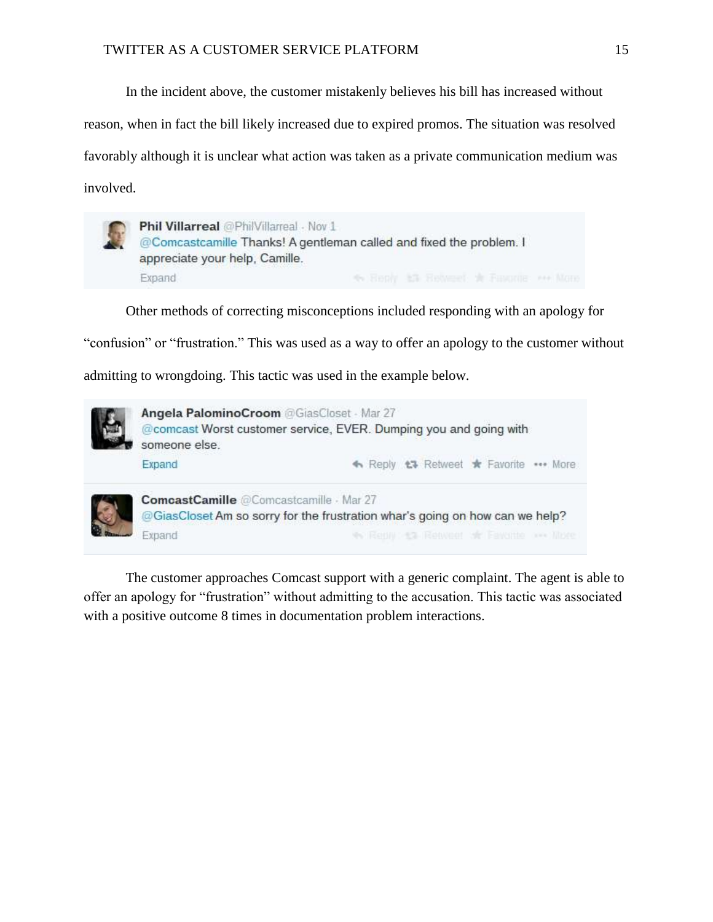In the incident above, the customer mistakenly believes his bill has increased without reason, when in fact the bill likely increased due to expired promos. The situation was resolved favorably although it is unclear what action was taken as a private communication medium was involved.

> **Phil Villarreal** @PhilVillarreal · Nov 1
> @Comcastcamille Thanks! A gentleman called and fixed the problem. I appreciate your help, Camille.

Other methods of correcting misconceptions included responding with an apology for "confusion" or "frustration." This was used as a way to offer an apology to the customer without admitting to wrongdoing. This tactic was used in the example below.

> **Angela PalominoCroom** @GiasCloset · Mar 27
> @comcast Worst customer service, EVER. Dumping you and going with someone else.

> **ComcastCamille** @Comcastcamille · Mar 27
> @GiasCloset Am so sorry for the frustration whar's going on how can we help?

The customer approaches Comcast support with a generic complaint. The agent is able to offer an apology for "frustration" without admitting to the accusation. This tactic was associated with a positive outcome 8 times in documentation problem interactions.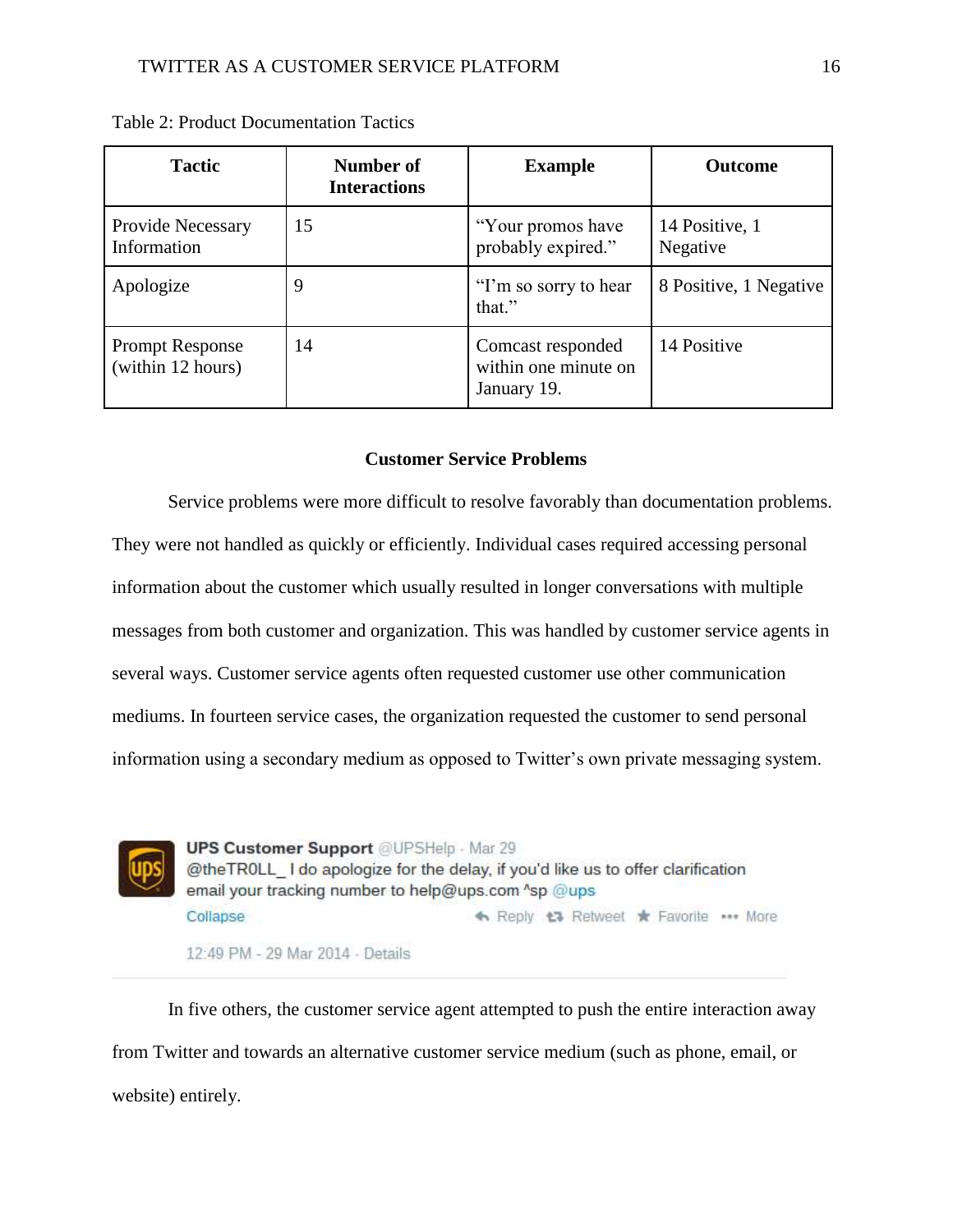Table 2: Product Documentation Tactics

| Tactic | Number of Interactions | Example | Outcome |
|---|---|---|---|
| Provide Necessary Information | 15 | "Your promos have probably expired." | 14 Positive, 1 Negative |
| Apologize | 9 | "I'm so sorry to hear that." | 8 Positive, 1 Negative |
| Prompt Response (within 12 hours) | 14 | Comcast responded within one minute on January 19. | 14 Positive |

### Customer Service Problems

Service problems were more difficult to resolve favorably than documentation problems. They were not handled as quickly or efficiently. Individual cases required accessing personal information about the customer which usually resulted in longer conversations with multiple messages from both customer and organization. This was handled by customer service agents in several ways. Customer service agents often requested customer use other communication mediums. In fourteen service cases, the organization requested the customer to send personal information using a secondary medium as opposed to Twitter's own private messaging system.

**UPS Customer Support** @UPSHelp · Mar 29
@theTR0LL_ I do apologize for the delay, if you'd like us to offer clarification email your tracking number to help@ups.com ^sp @ups
Collapse · Reply · Retweet · Favorite · More
12:49 PM - 29 Mar 2014 · Details

In five others, the customer service agent attempted to push the entire interaction away from Twitter and towards an alternative customer service medium (such as phone, email, or website) entirely.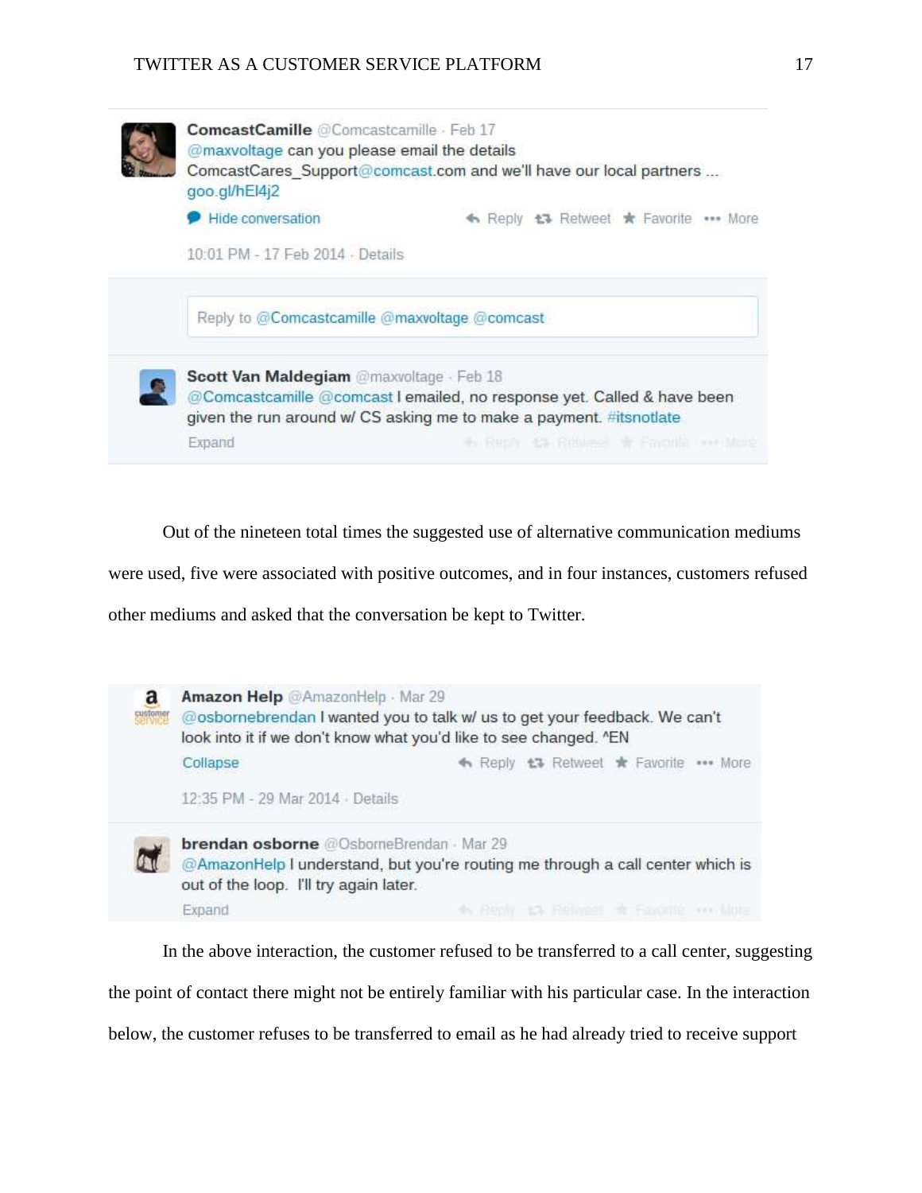ComcastCamille @Comcastcamille · Feb 17
@maxvoltage can you please email the details ComcastCares_Support@comcast.com and we'll have our local partners ... goo.gl/hEI4j2

Hide conversation — Reply Retweet Favorite More

10:01 PM - 17 Feb 2014 · Details

Reply to @Comcastcamille @maxvoltage @comcast

Scott Van Maldegiam @maxvoltage · Feb 18
@Comcastcamille @comcast I emailed, no response yet. Called & have been given the run around w/ CS asking me to make a payment. #itsnotlate

Expand

Out of the nineteen total times the suggested use of alternative communication mediums were used, five were associated with positive outcomes, and in four instances, customers refused other mediums and asked that the conversation be kept to Twitter.

Amazon Help @AmazonHelp · Mar 29
@osbornebrendan I wanted you to talk w/ us to get your feedback. We can't look into it if we don't know what you'd like to see changed. ^EN

Collapse — Reply Retweet Favorite More

12:35 PM - 29 Mar 2014 · Details

brendan osborne @OsborneBrendan · Mar 29
@AmazonHelp I understand, but you're routing me through a call center which is out of the loop. I'll try again later.

Expand

In the above interaction, the customer refused to be transferred to a call center, suggesting the point of contact there might not be entirely familiar with his particular case. In the interaction below, the customer refuses to be transferred to email as he had already tried to receive support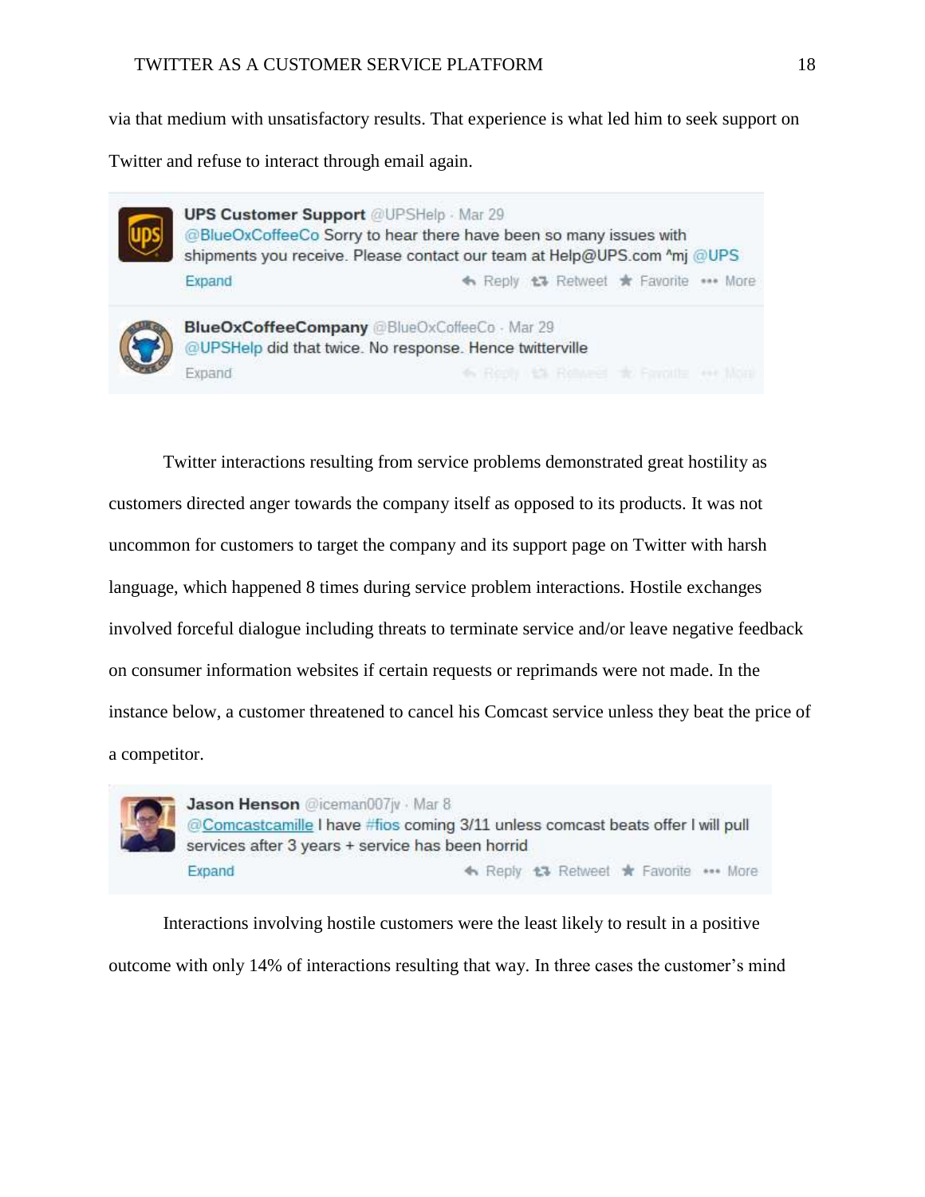via that medium with unsatisfactory results. That experience is what led him to seek support on Twitter and refuse to interact through email again.

UPS Customer Support @UPSHelp · Mar 29
@BlueOxCoffeeCo Sorry to hear there have been so many issues with shipments you receive. Please contact our team at Help@UPS.com ^mj @UPS
Expand Reply Retweet Favorite More

BlueOxCoffeeCompany @BlueOxCoffeeCo · Mar 29
@UPSHelp did that twice. No response. Hence twitterville
Expand Reply Retweet Favorite More

Twitter interactions resulting from service problems demonstrated great hostility as customers directed anger towards the company itself as opposed to its products. It was not uncommon for customers to target the company and its support page on Twitter with harsh language, which happened 8 times during service problem interactions. Hostile exchanges involved forceful dialogue including threats to terminate service and/or leave negative feedback on consumer information websites if certain requests or reprimands were not made. In the instance below, a customer threatened to cancel his Comcast service unless they beat the price of a competitor.

Jason Henson @iceman007jv · Mar 8
@Comcastcamille I have #fios coming 3/11 unless comcast beats offer I will pull services after 3 years + service has been horrid
Expand Reply Retweet Favorite More

Interactions involving hostile customers were the least likely to result in a positive outcome with only 14% of interactions resulting that way. In three cases the customer's mind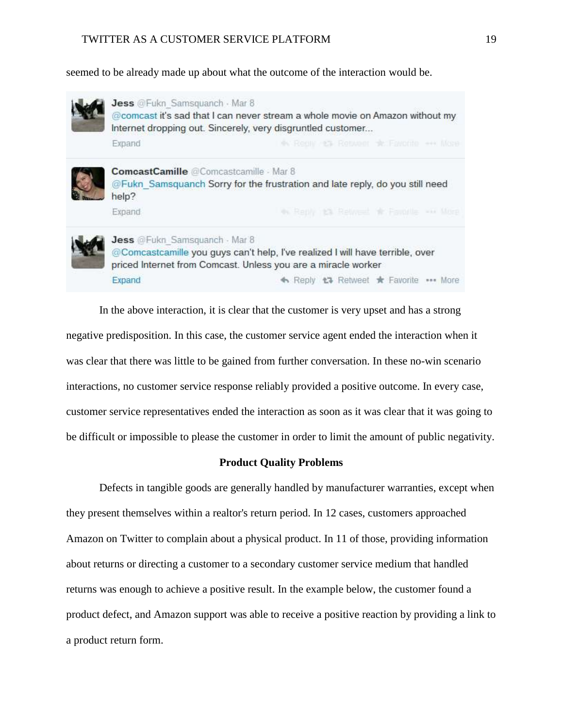seemed to be already made up about what the outcome of the interaction would be.

> **Jess** @Fukn_Samsquanch · Mar 8
> @comcast it's sad that I can never stream a whole movie on Amazon without my Internet dropping out. Sincerely, very disgruntled customer...
>
> **ComcastCamille** @Comcastcamille · Mar 8
> @Fukn_Samsquanch Sorry for the frustration and late reply, do you still need help?
>
> **Jess** @Fukn_Samsquanch · Mar 8
> @Comcastcamille you guys can't help, I've realized I will have terrible, over priced Internet from Comcast. Unless you are a miracle worker

In the above interaction, it is clear that the customer is very upset and has a strong negative predisposition. In this case, the customer service agent ended the interaction when it was clear that there was little to be gained from further conversation. In these no-win scenario interactions, no customer service response reliably provided a positive outcome. In every case, customer service representatives ended the interaction as soon as it was clear that it was going to be difficult or impossible to please the customer in order to limit the amount of public negativity.

## Product Quality Problems

Defects in tangible goods are generally handled by manufacturer warranties, except when they present themselves within a realtor's return period. In 12 cases, customers approached Amazon on Twitter to complain about a physical product. In 11 of those, providing information about returns or directing a customer to a secondary customer service medium that handled returns was enough to achieve a positive result. In the example below, the customer found a product defect, and Amazon support was able to receive a positive reaction by providing a link to a product return form.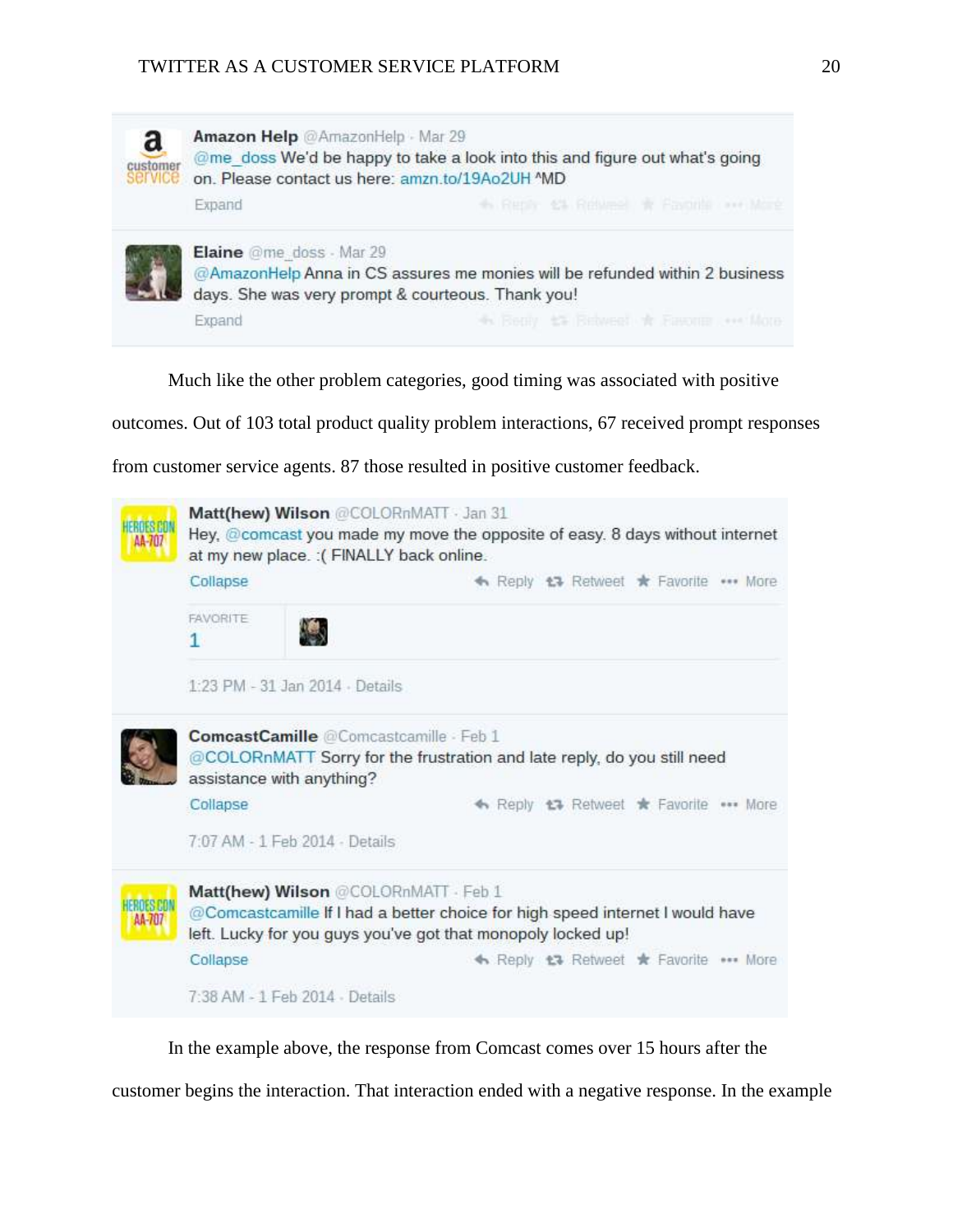Amazon Help @AmazonHelp · Mar 29
@me_doss We'd be happy to take a look into this and figure out what's going on. Please contact us here: amzn.to/19Ao2UH ^MD

Elaine @me_doss · Mar 29
@AmazonHelp Anna in CS assures me monies will be refunded within 2 business days. She was very prompt & courteous. Thank you!

Much like the other problem categories, good timing was associated with positive outcomes. Out of 103 total product quality problem interactions, 67 received prompt responses from customer service agents. 87 those resulted in positive customer feedback.

Matt(hew) Wilson @COLORnMATT · Jan 31
Hey, @comcast you made my move the opposite of easy. 8 days without internet at my new place. :( FINALLY back online.

FAVORITE 1

1:23 PM - 31 Jan 2014 · Details

ComcastCamille @Comcastcamille · Feb 1
@COLORnMATT Sorry for the frustration and late reply, do you still need assistance with anything?

7:07 AM - 1 Feb 2014 · Details

Matt(hew) Wilson @COLORnMATT · Feb 1
@Comcastcamille If I had a better choice for high speed internet I would have left. Lucky for you guys you've got that monopoly locked up!

7:38 AM - 1 Feb 2014 · Details

In the example above, the response from Comcast comes over 15 hours after the customer begins the interaction. That interaction ended with a negative response. In the example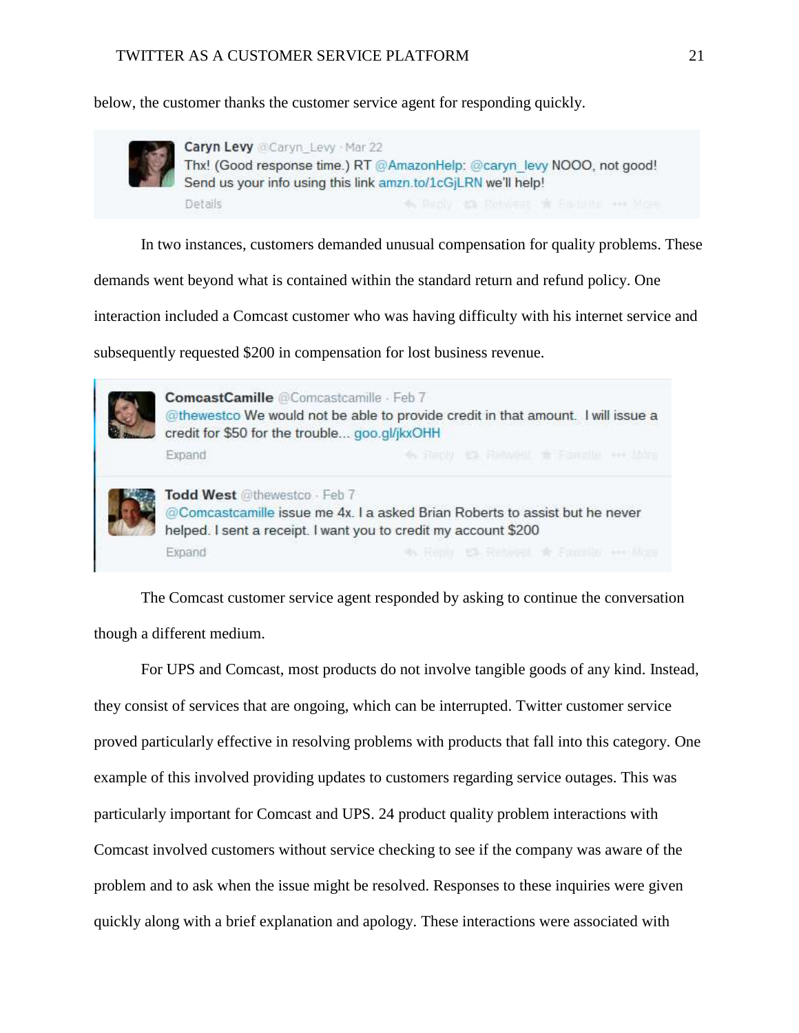below, the customer thanks the customer service agent for responding quickly.

**Caryn Levy** @Caryn_Levy · Mar 22
Thx! (Good response time.) RT @AmazonHelp: @caryn_levy NOOO, not good! Send us your info using this link amzn.to/1cGjLRN we'll help!
Details

In two instances, customers demanded unusual compensation for quality problems. These demands went beyond what is contained within the standard return and refund policy. One interaction included a Comcast customer who was having difficulty with his internet service and subsequently requested $200 in compensation for lost business revenue.

**ComcastCamille** @Comcastcamille · Feb 7
@thewestco We would not be able to provide credit in that amount. I will issue a credit for $50 for the trouble... goo.gl/jkxOHH
Expand

**Todd West** @thewestco · Feb 7
@Comcastcamille issue me 4x. I a asked Brian Roberts to assist but he never helped. I sent a receipt. I want you to credit my account $200
Expand

The Comcast customer service agent responded by asking to continue the conversation though a different medium.

For UPS and Comcast, most products do not involve tangible goods of any kind. Instead, they consist of services that are ongoing, which can be interrupted. Twitter customer service proved particularly effective in resolving problems with products that fall into this category. One example of this involved providing updates to customers regarding service outages. This was particularly important for Comcast and UPS. 24 product quality problem interactions with Comcast involved customers without service checking to see if the company was aware of the problem and to ask when the issue might be resolved. Responses to these inquiries were given quickly along with a brief explanation and apology. These interactions were associated with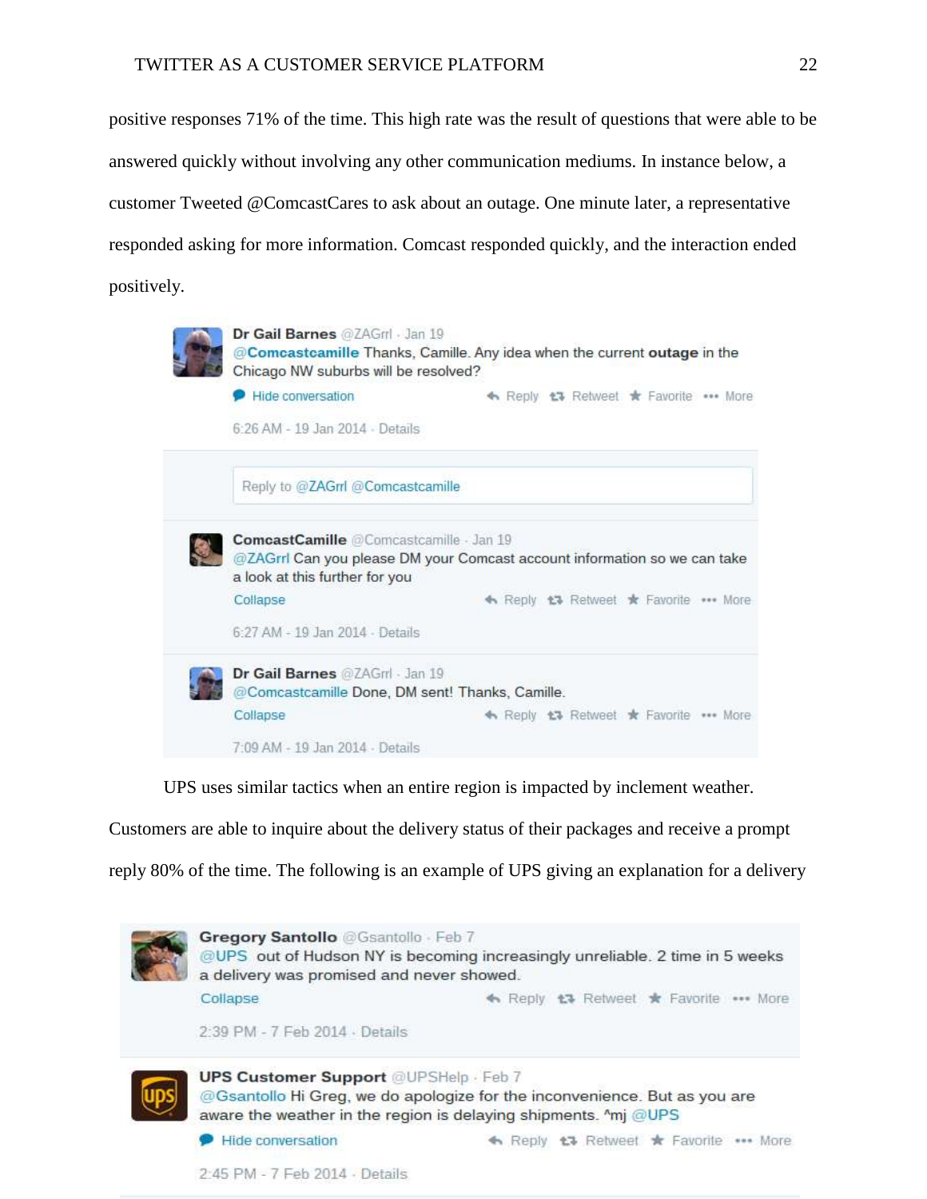positive responses 71% of the time. This high rate was the result of questions that were able to be answered quickly without involving any other communication mediums. In instance below, a customer Tweeted @ComcastCares to ask about an outage. One minute later, a representative responded asking for more information. Comcast responded quickly, and the interaction ended positively.

**Dr Gail Barnes** @ZAGrrl · Jan 19
@**Comcastcamille** Thanks, Camille. Any idea when the current **outage** in the Chicago NW suburbs will be resolved?
Hide conversation — Reply Retweet Favorite More
6:26 AM - 19 Jan 2014 · Details

Reply to @ZAGrrl @Comcastcamille

**ComcastCamille** @Comcastcamille · Jan 19
@ZAGrrl Can you please DM your Comcast account information so we can take a look at this further for you
Collapse — Reply Retweet Favorite More
6:27 AM - 19 Jan 2014 · Details

**Dr Gail Barnes** @ZAGrrl · Jan 19
@Comcastcamille Done, DM sent! Thanks, Camille.
Collapse — Reply Retweet Favorite More
7:09 AM - 19 Jan 2014 · Details

UPS uses similar tactics when an entire region is impacted by inclement weather. Customers are able to inquire about the delivery status of their packages and receive a prompt reply 80% of the time. The following is an example of UPS giving an explanation for a delivery

**Gregory Santollo** @Gsantollo · Feb 7
@UPS out of Hudson NY is becoming increasingly unreliable. 2 time in 5 weeks a delivery was promised and never showed.
Collapse — Reply Retweet Favorite More
2:39 PM - 7 Feb 2014 · Details

**UPS Customer Support** @UPSHelp · Feb 7
@Gsantollo Hi Greg, we do apologize for the inconvenience. But as you are aware the weather in the region is delaying shipments. ^mj @UPS
Hide conversation — Reply Retweet Favorite More
2:45 PM - 7 Feb 2014 · Details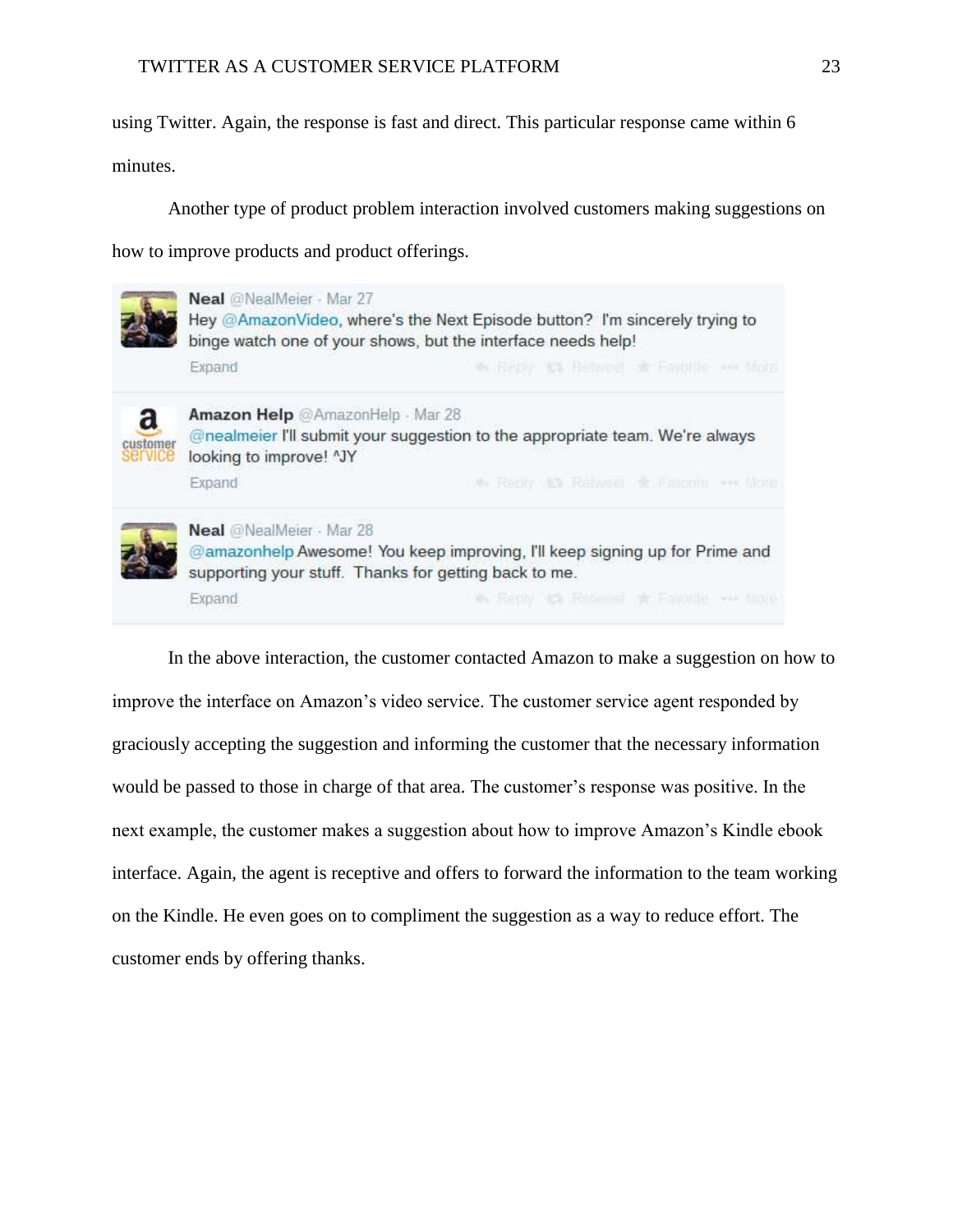using Twitter. Again, the response is fast and direct. This particular response came within 6 minutes.

Another type of product problem interaction involved customers making suggestions on how to improve products and product offerings.

> **Neal** @NealMeier · Mar 27
> Hey @AmazonVideo, where's the Next Episode button? I'm sincerely trying to binge watch one of your shows, but the interface needs help!
>
> **Amazon Help** @AmazonHelp · Mar 28
> @nealmeier I'll submit your suggestion to the appropriate team. We're always looking to improve! ^JY
>
> **Neal** @NealMeier · Mar 28
> @amazonhelp Awesome! You keep improving, I'll keep signing up for Prime and supporting your stuff. Thanks for getting back to me.

In the above interaction, the customer contacted Amazon to make a suggestion on how to improve the interface on Amazon's video service. The customer service agent responded by graciously accepting the suggestion and informing the customer that the necessary information would be passed to those in charge of that area. The customer's response was positive. In the next example, the customer makes a suggestion about how to improve Amazon's Kindle ebook interface. Again, the agent is receptive and offers to forward the information to the team working on the Kindle. He even goes on to compliment the suggestion as a way to reduce effort. The customer ends by offering thanks.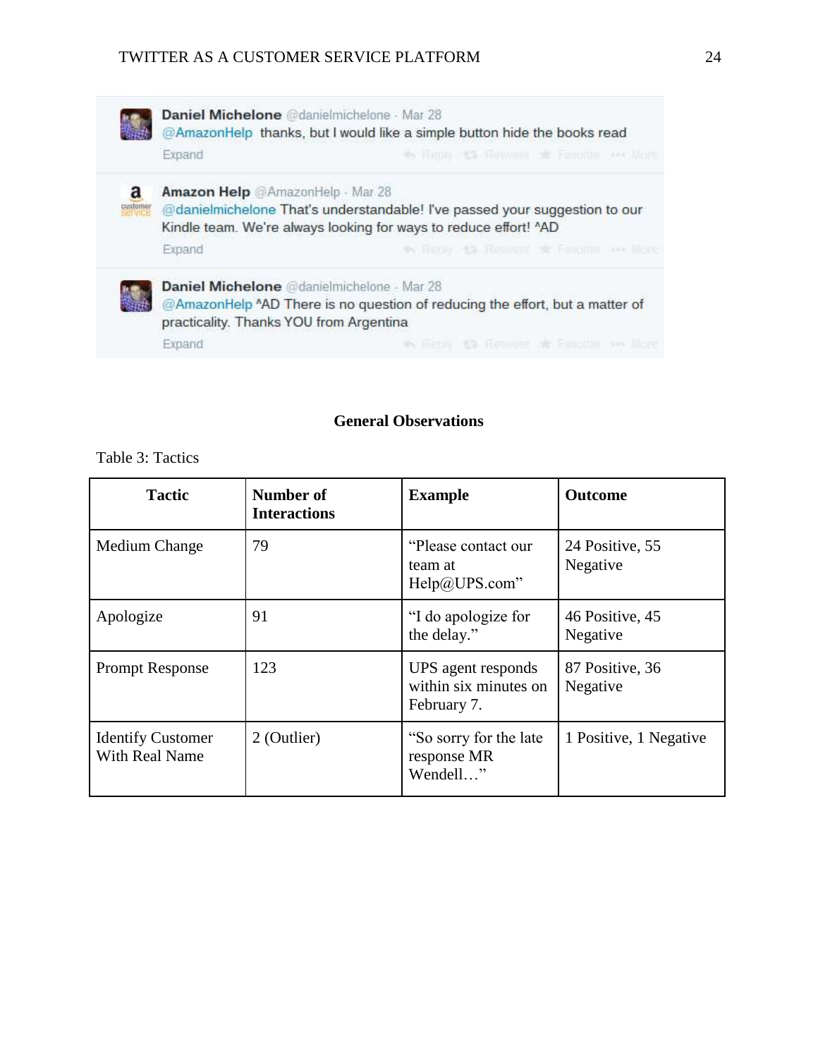Daniel Michelone @danielmichelone · Mar 28
@AmazonHelp thanks, but I would like a simple button hide the books read

Amazon Help @AmazonHelp · Mar 28
@danielmichelone That's understandable! I've passed your suggestion to our Kindle team. We're always looking for ways to reduce effort! ^AD

Daniel Michelone @danielmichelone · Mar 28
@AmazonHelp ^AD There is no question of reducing the effort, but a matter of practicality. Thanks YOU from Argentina

## General Observations

Table 3: Tactics

| Tactic | Number of Interactions | Example | Outcome |
|---|---|---|---|
| Medium Change | 79 | "Please contact our team at Help@UPS.com" | 24 Positive, 55 Negative |
| Apologize | 91 | "I do apologize for the delay." | 46 Positive, 45 Negative |
| Prompt Response | 123 | UPS agent responds within six minutes on February 7. | 87 Positive, 36 Negative |
| Identify Customer With Real Name | 2 (Outlier) | "So sorry for the late response MR Wendell…" | 1 Positive, 1 Negative |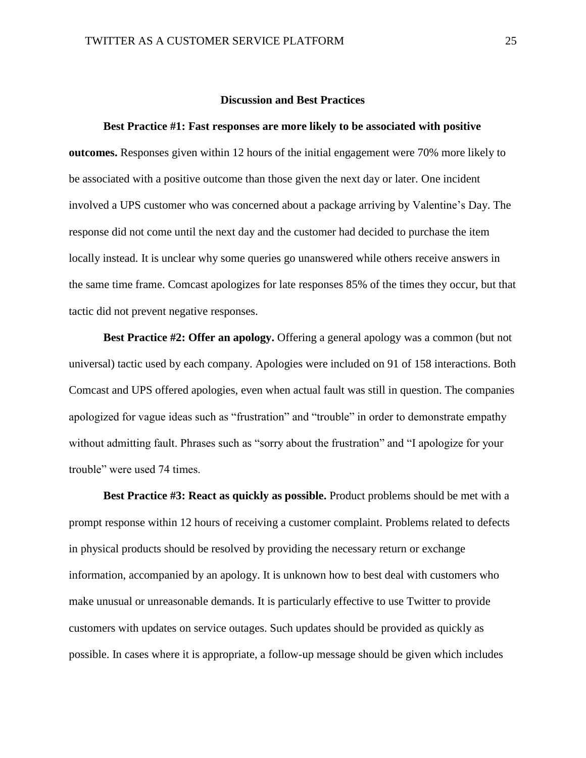## Discussion and Best Practices

**Best Practice #1: Fast responses are more likely to be associated with positive outcomes.** Responses given within 12 hours of the initial engagement were 70% more likely to be associated with a positive outcome than those given the next day or later. One incident involved a UPS customer who was concerned about a package arriving by Valentine's Day. The response did not come until the next day and the customer had decided to purchase the item locally instead. It is unclear why some queries go unanswered while others receive answers in the same time frame. Comcast apologizes for late responses 85% of the times they occur, but that tactic did not prevent negative responses.

**Best Practice #2: Offer an apology.** Offering a general apology was a common (but not universal) tactic used by each company. Apologies were included on 91 of 158 interactions. Both Comcast and UPS offered apologies, even when actual fault was still in question. The companies apologized for vague ideas such as "frustration" and "trouble" in order to demonstrate empathy without admitting fault. Phrases such as "sorry about the frustration" and "I apologize for your trouble" were used 74 times.

**Best Practice #3: React as quickly as possible.** Product problems should be met with a prompt response within 12 hours of receiving a customer complaint. Problems related to defects in physical products should be resolved by providing the necessary return or exchange information, accompanied by an apology. It is unknown how to best deal with customers who make unusual or unreasonable demands. It is particularly effective to use Twitter to provide customers with updates on service outages. Such updates should be provided as quickly as possible. In cases where it is appropriate, a follow-up message should be given which includes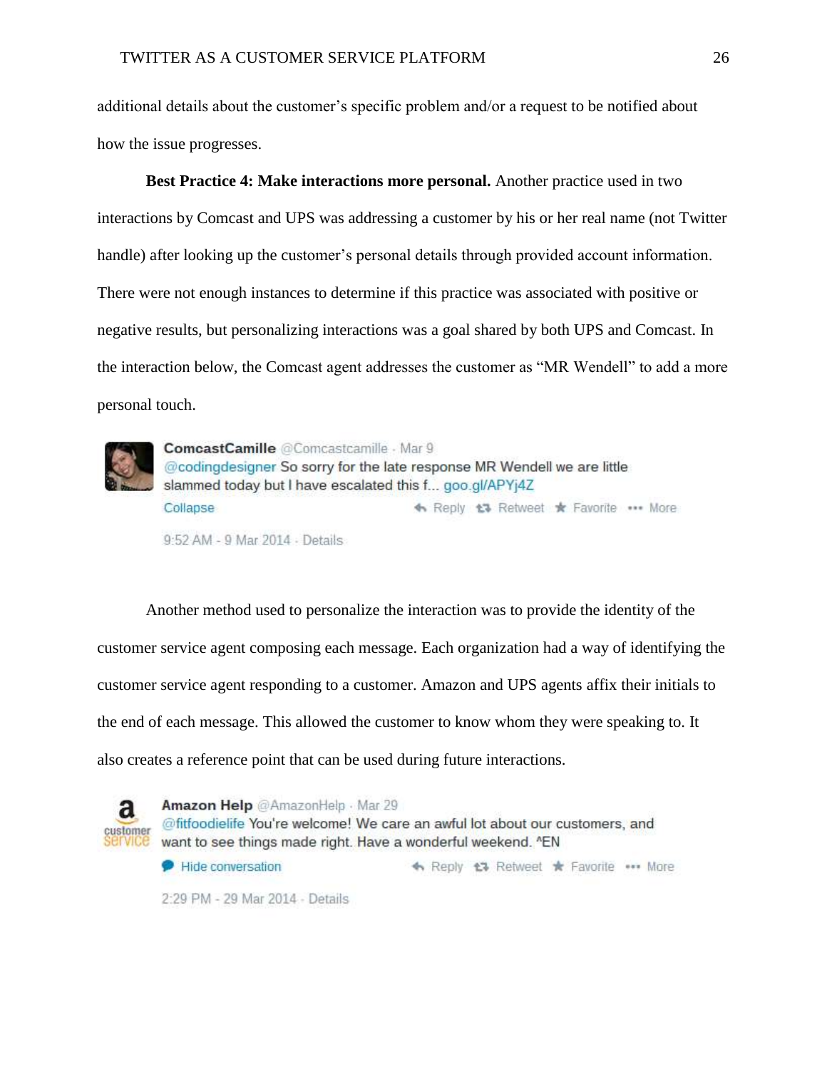additional details about the customer's specific problem and/or a request to be notified about how the issue progresses.

**Best Practice 4: Make interactions more personal.** Another practice used in two interactions by Comcast and UPS was addressing a customer by his or her real name (not Twitter handle) after looking up the customer's personal details through provided account information. There were not enough instances to determine if this practice was associated with positive or negative results, but personalizing interactions was a goal shared by both UPS and Comcast. In the interaction below, the Comcast agent addresses the customer as "MR Wendell" to add a more personal touch.

ComcastCamille @Comcastcamille · Mar 9
@codingdesigner So sorry for the late response MR Wendell we are little slammed today but I have escalated this f... goo.gl/APYj4Z
Collapse   Reply   Retweet   Favorite   More
9:52 AM - 9 Mar 2014 · Details

Another method used to personalize the interaction was to provide the identity of the customer service agent composing each message. Each organization had a way of identifying the customer service agent responding to a customer. Amazon and UPS agents affix their initials to the end of each message. This allowed the customer to know whom they were speaking to. It also creates a reference point that can be used during future interactions.

Amazon Help @AmazonHelp · Mar 29
@fitfoodielife You're welcome! We care an awful lot about our customers, and want to see things made right. Have a wonderful weekend. ^EN
Hide conversation   Reply   Retweet   Favorite   More
2:29 PM - 29 Mar 2014 · Details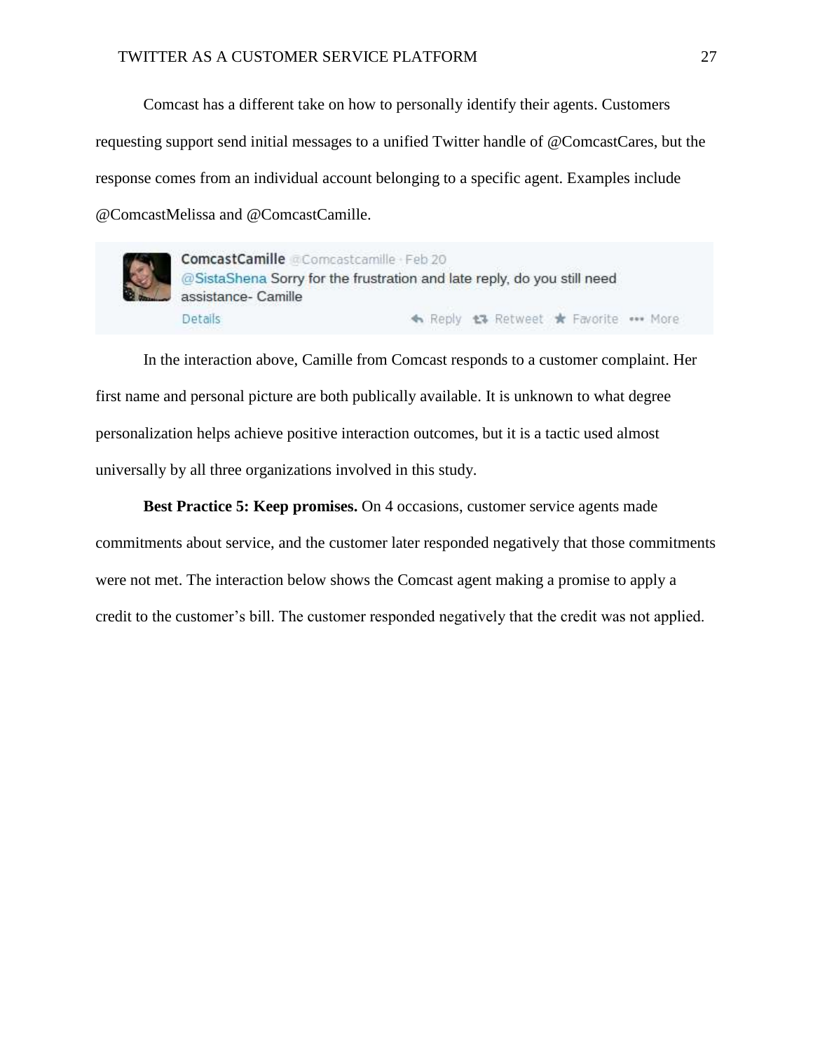Comcast has a different take on how to personally identify their agents. Customers requesting support send initial messages to a unified Twitter handle of @ComcastCares, but the response comes from an individual account belonging to a specific agent. Examples include @ComcastMelissa and @ComcastCamille.

> **ComcastCamille** @Comcastcamille · Feb 20
> @SistaShena Sorry for the frustration and late reply, do you still need assistance- Camille

In the interaction above, Camille from Comcast responds to a customer complaint. Her first name and personal picture are both publically available. It is unknown to what degree personalization helps achieve positive interaction outcomes, but it is a tactic used almost universally by all three organizations involved in this study.

**Best Practice 5: Keep promises.** On 4 occasions, customer service agents made commitments about service, and the customer later responded negatively that those commitments were not met. The interaction below shows the Comcast agent making a promise to apply a credit to the customer's bill. The customer responded negatively that the credit was not applied.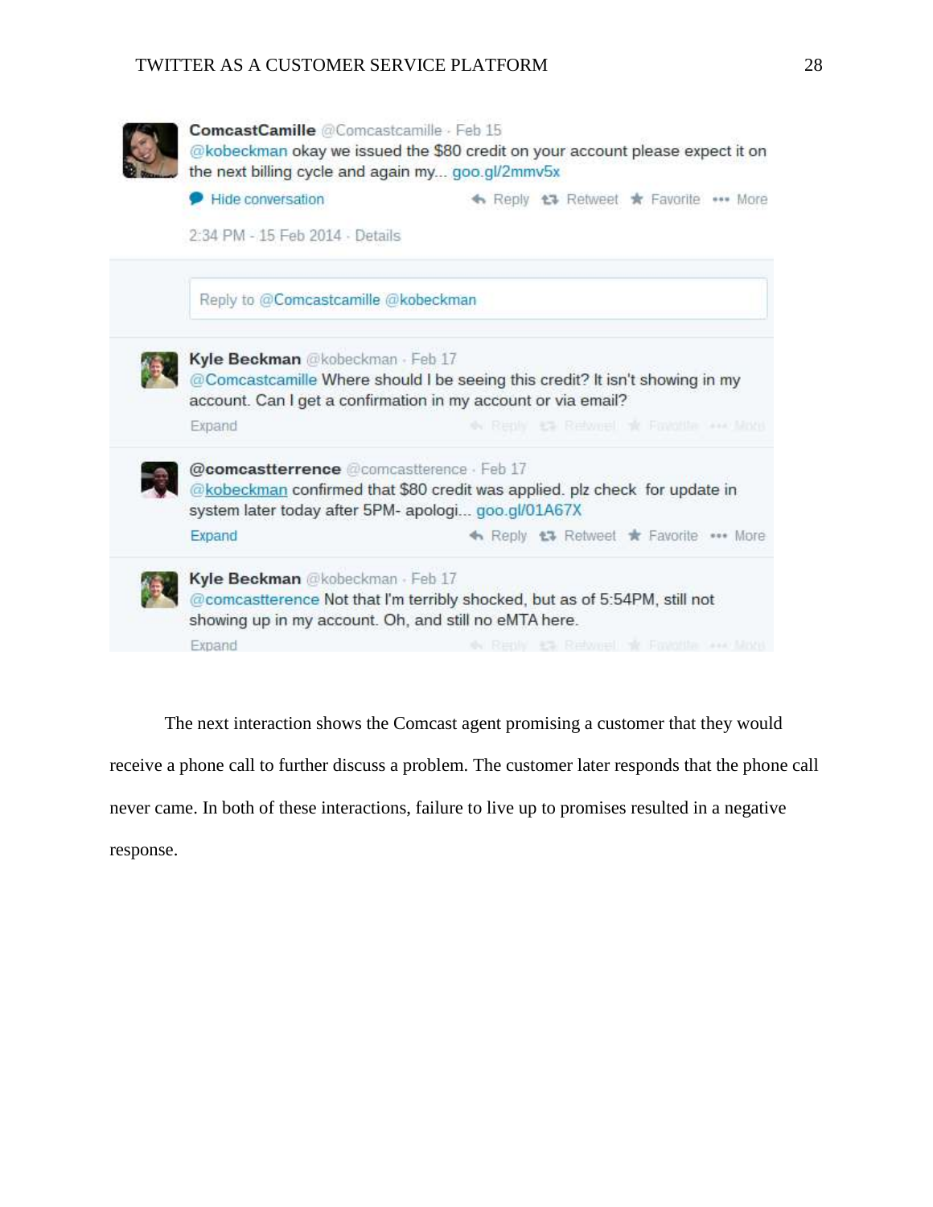**ComcastCamille** @Comcastcamille · Feb 15
@kobeckman okay we issued the $80 credit on your account please expect it on the next billing cycle and again my... goo.gl/2mmv5x

Hide conversation · Reply · Retweet · Favorite · More

2:34 PM - 15 Feb 2014 · Details

Reply to @Comcastcamille @kobeckman

**Kyle Beckman** @kobeckman · Feb 17
@Comcastcamille Where should I be seeing this credit? It isn't showing in my account. Can I get a confirmation in my account or via email?

Expand · Reply · Retweet · Favorite · More

**@comcastterrence** @comcastterence · Feb 17
@kobeckman confirmed that $80 credit was applied. plz check for update in system later today after 5PM- apologi... goo.gl/01A67X

Expand · Reply · Retweet · Favorite · More

**Kyle Beckman** @kobeckman · Feb 17
@comcastterence Not that I'm terribly shocked, but as of 5:54PM, still not showing up in my account. Oh, and still no eMTA here.

Expand · Reply · Retweet · Favorite · More

The next interaction shows the Comcast agent promising a customer that they would receive a phone call to further discuss a problem. The customer later responds that the phone call never came. In both of these interactions, failure to live up to promises resulted in a negative response.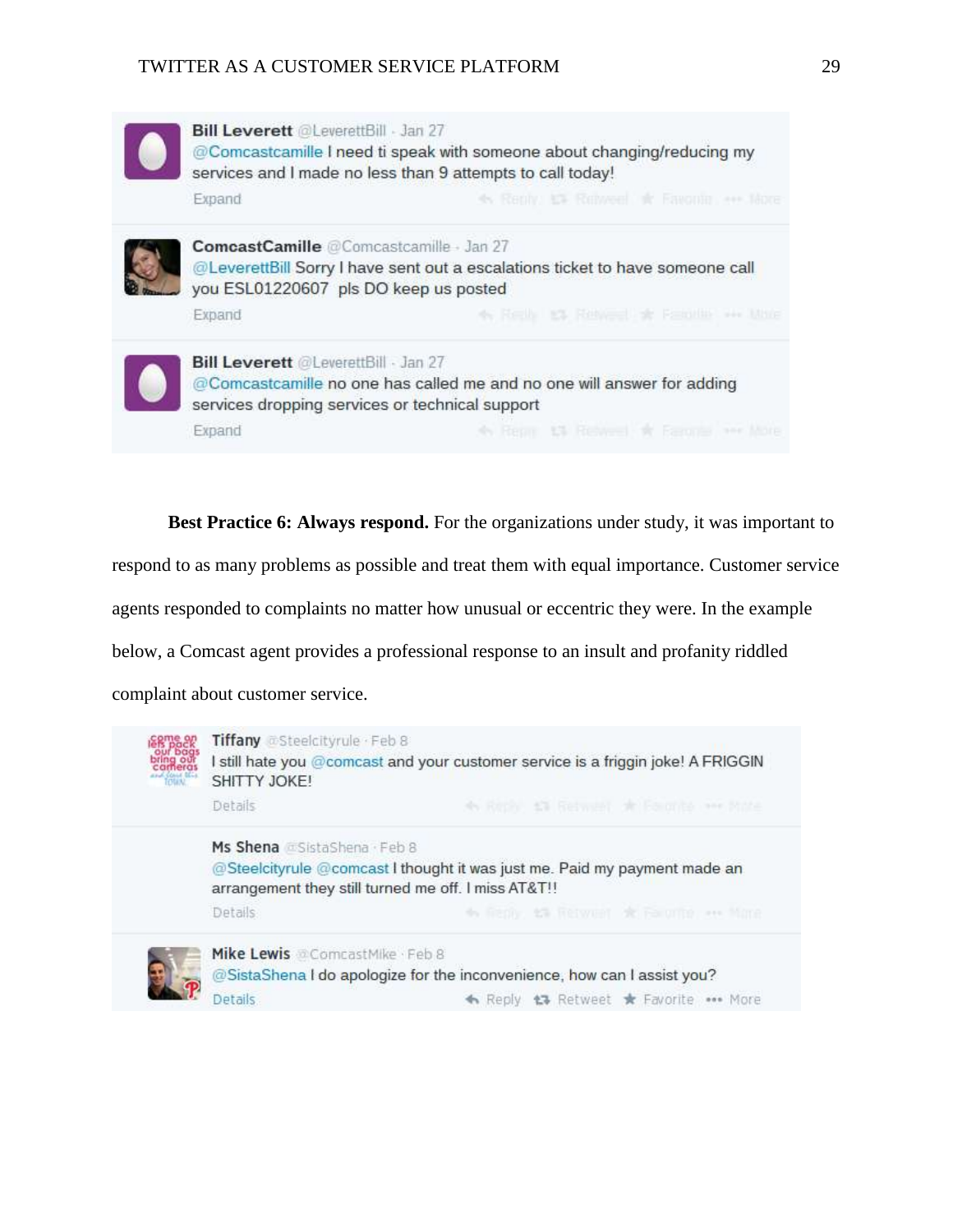**Bill Leverett** @LeverettBill · Jan 27
@Comcastcamille I need ti speak with someone about changing/reducing my services and I made no less than 9 attempts to call today!
Expand

**ComcastCamille** @Comcastcamille · Jan 27
@LeverettBill Sorry I have sent out a escalations ticket to have someone call you ESL01220607 pls DO keep us posted
Expand

**Bill Leverett** @LeverettBill · Jan 27
@Comcastcamille no one has called me and no one will answer for adding services dropping services or technical support
Expand

**Best Practice 6: Always respond.** For the organizations under study, it was important to respond to as many problems as possible and treat them with equal importance. Customer service agents responded to complaints no matter how unusual or eccentric they were. In the example below, a Comcast agent provides a professional response to an insult and profanity riddled complaint about customer service.

**Tiffany** @Steelcityrule · Feb 8
I still hate you @comcast and your customer service is a friggin joke! A FRIGGIN SHITTY JOKE!
Details

**Ms Shena** @SistaShena · Feb 8
@Steelcityrule @comcast I thought it was just me. Paid my payment made an arrangement they still turned me off. I miss AT&T!!
Details

**Mike Lewis** @ComcastMike · Feb 8
@SistaShena I do apologize for the inconvenience, how can I assist you?
Details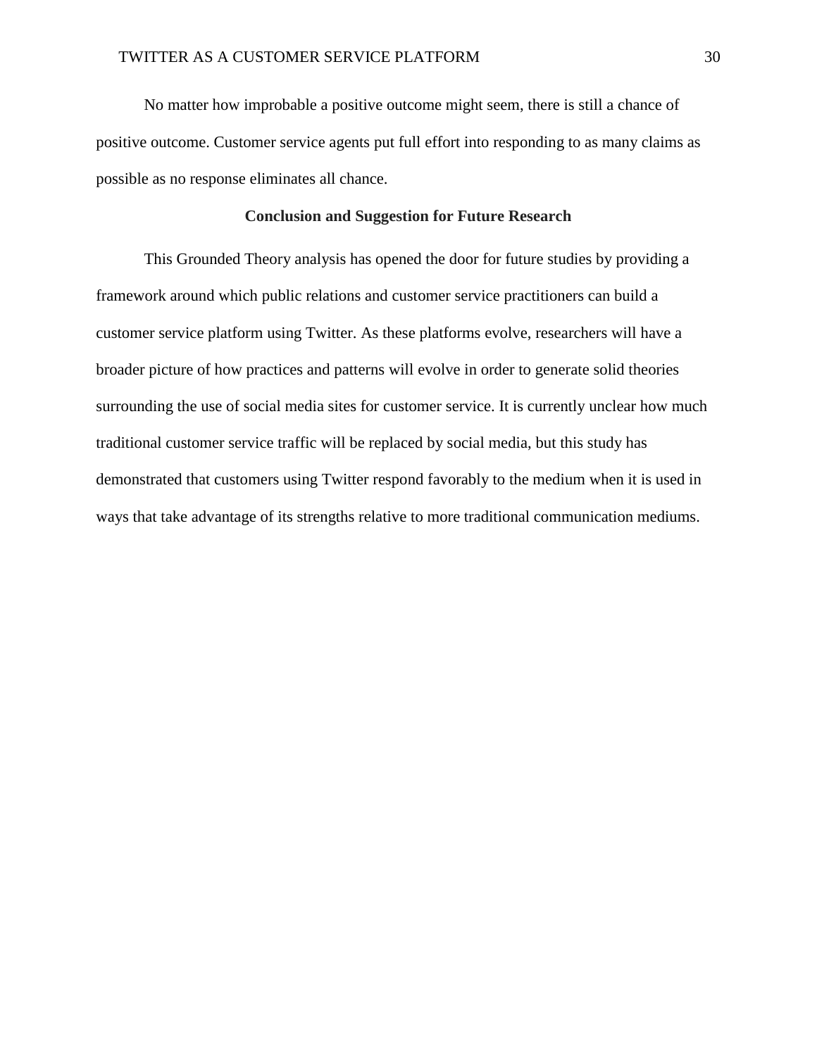No matter how improbable a positive outcome might seem, there is still a chance of positive outcome. Customer service agents put full effort into responding to as many claims as possible as no response eliminates all chance.

## Conclusion and Suggestion for Future Research

This Grounded Theory analysis has opened the door for future studies by providing a framework around which public relations and customer service practitioners can build a customer service platform using Twitter. As these platforms evolve, researchers will have a broader picture of how practices and patterns will evolve in order to generate solid theories surrounding the use of social media sites for customer service. It is currently unclear how much traditional customer service traffic will be replaced by social media, but this study has demonstrated that customers using Twitter respond favorably to the medium when it is used in ways that take advantage of its strengths relative to more traditional communication mediums.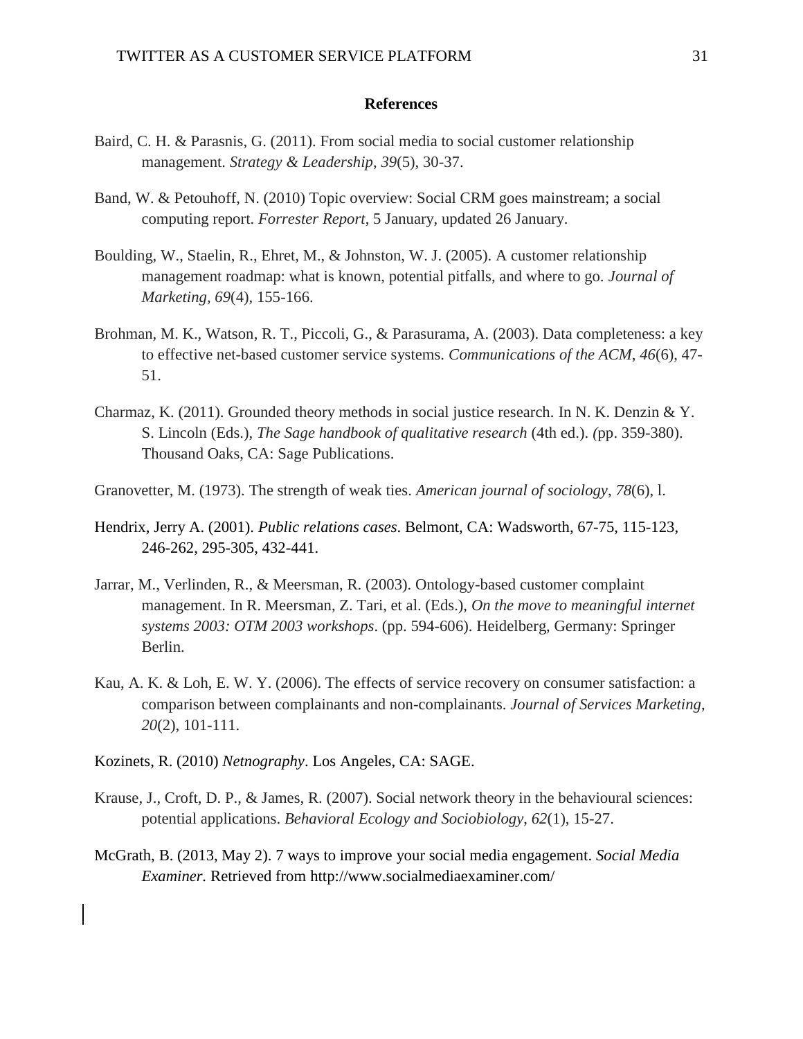## References

Baird, C. H. & Parasnis, G. (2011). From social media to social customer relationship management. *Strategy & Leadership*, *39*(5), 30-37.

Band, W. & Petouhoff, N. (2010) Topic overview: Social CRM goes mainstream; a social computing report. *Forrester Report*, 5 January, updated 26 January.

Boulding, W., Staelin, R., Ehret, M., & Johnston, W. J. (2005). A customer relationship management roadmap: what is known, potential pitfalls, and where to go. *Journal of Marketing, 69*(4), 155-166.

Brohman, M. K., Watson, R. T., Piccoli, G., & Parasurama, A. (2003). Data completeness: a key to effective net-based customer service systems. *Communications of the ACM*, *46*(6), 47-51.

Charmaz, K. (2011). Grounded theory methods in social justice research. In N. K. Denzin & Y. S. Lincoln (Eds.), *The Sage handbook of qualitative research* (4th ed.). *(*pp. 359-380). Thousand Oaks, CA: Sage Publications.

Granovetter, M. (1973). The strength of weak ties. *American journal of sociology*, *78*(6), l.

Hendrix, Jerry A. (2001). *Public relations cases*. Belmont, CA: Wadsworth, 67-75, 115-123, 246-262, 295-305, 432-441.

Jarrar, M., Verlinden, R., & Meersman, R. (2003). Ontology-based customer complaint management. In R. Meersman, Z. Tari, et al. (Eds.), *On the move to meaningful internet systems 2003: OTM 2003 workshops*. (pp. 594-606). Heidelberg, Germany: Springer Berlin.

Kau, A. K. & Loh, E. W. Y. (2006). The effects of service recovery on consumer satisfaction: a comparison between complainants and non-complainants. *Journal of Services Marketing*, *20*(2), 101-111.

Kozinets, R. (2010) *Netnography*. Los Angeles, CA: SAGE.

Krause, J., Croft, D. P., & James, R. (2007). Social network theory in the behavioural sciences: potential applications. *Behavioral Ecology and Sociobiology*, *62*(1), 15-27.

McGrath, B. (2013, May 2). 7 ways to improve your social media engagement. *Social Media Examiner.* Retrieved from http://www.socialmediaexaminer.com/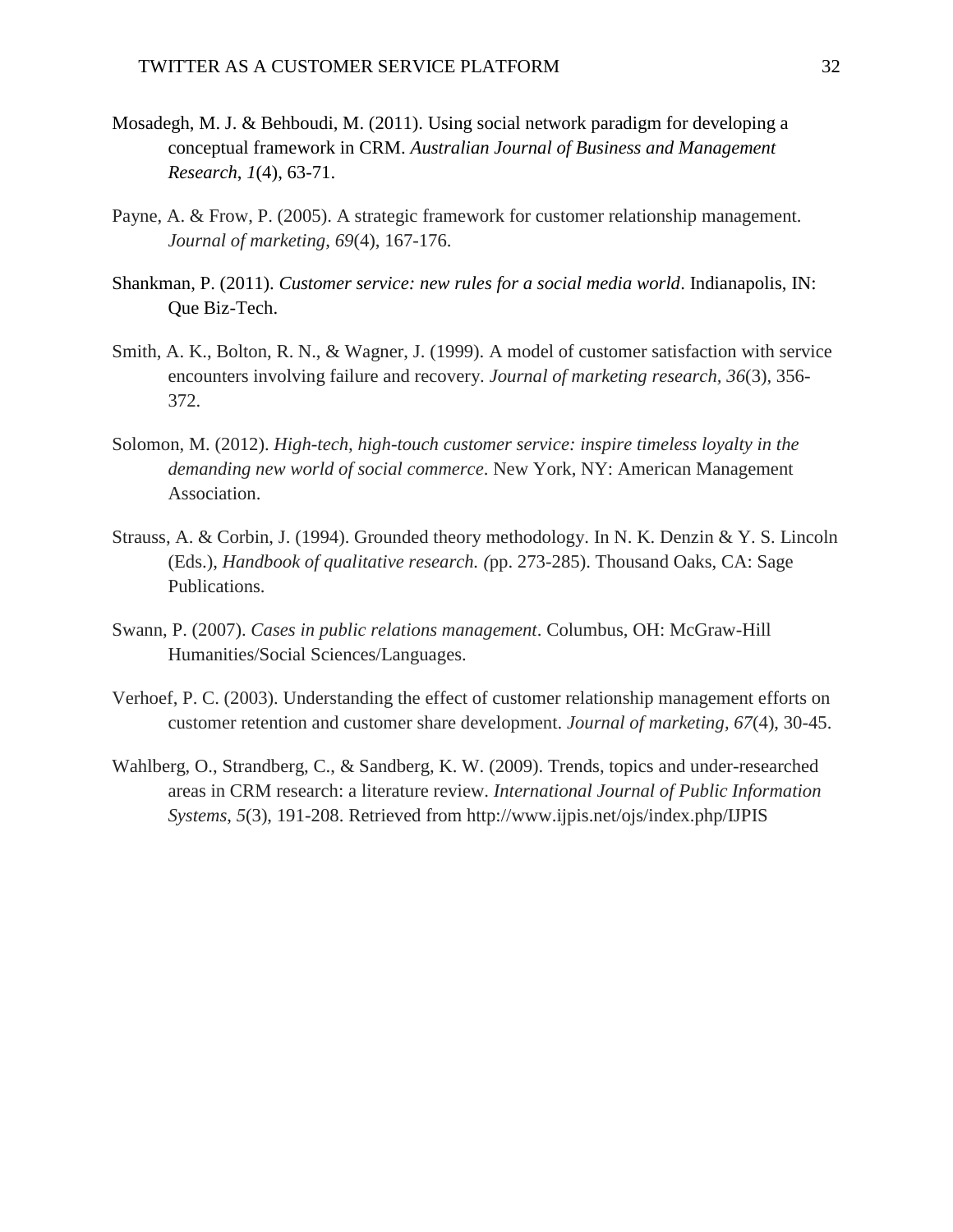Mosadegh, M. J. & Behboudi, M. (2011). Using social network paradigm for developing a conceptual framework in CRM. *Australian Journal of Business and Management Research*, *1*(4), 63-71.

Payne, A. & Frow, P. (2005). A strategic framework for customer relationship management. *Journal of marketing*, *69*(4), 167-176.

Shankman, P. (2011). *Customer service: new rules for a social media world*. Indianapolis, IN: Que Biz-Tech.

Smith, A. K., Bolton, R. N., & Wagner, J. (1999). A model of customer satisfaction with service encounters involving failure and recovery. *Journal of marketing research*, *36*(3), 356-372.

Solomon, M. (2012). *High-tech, high-touch customer service: inspire timeless loyalty in the demanding new world of social commerce*. New York, NY: American Management Association.

Strauss, A. & Corbin, J. (1994). Grounded theory methodology. In N. K. Denzin & Y. S. Lincoln (Eds.), *Handbook of qualitative research. (*pp. 273-285). Thousand Oaks, CA: Sage Publications.

Swann, P. (2007). *Cases in public relations management*. Columbus, OH: McGraw-Hill Humanities/Social Sciences/Languages.

Verhoef, P. C. (2003). Understanding the effect of customer relationship management efforts on customer retention and customer share development. *Journal of marketing*, *67*(4), 30-45.

Wahlberg, O., Strandberg, C., & Sandberg, K. W. (2009). Trends, topics and under-researched areas in CRM research: a literature review. *International Journal of Public Information Systems*, *5*(3), 191-208. Retrieved from http://www.ijpis.net/ojs/index.php/IJPIS